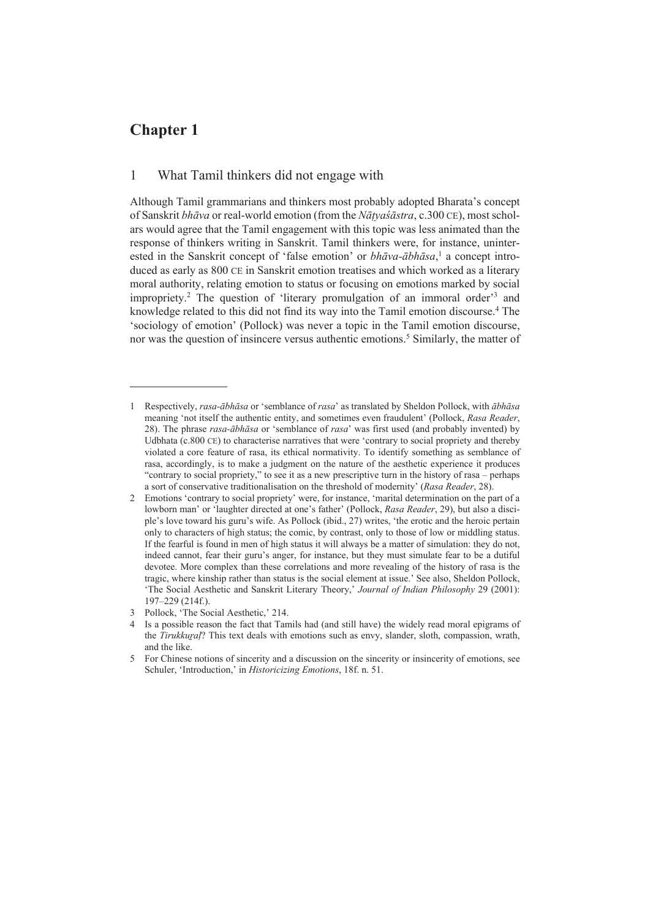# Chapter 1

## 1 What Tamil thinkers did not engage with

Although Tamil grammarians and thinkers most probably adopted Bharata's concept of Sanskrit *bhāva* or real-world emotion (from the *Nāṭyaśāstra*, c.300 CE), most scholars would agree that the Tamil engagement with this topic was less animated than the response of thinkers writing in Sanskrit. Tamil thinkers were, for instance, uninterested in the Sanskrit concept of 'false emotion' or *bhāva-ābhāsa*,[1] a concept introduced as early as 800 CE in Sanskrit emotion treatises and which worked as a literary moral authority, relating emotion to status or focusing on emotions marked by social impropriety.[2] The question of 'literary promulgation of an immoral order'[3] and knowledge related to this did not find its way into the Tamil emotion discourse.[4] The 'sociology of emotion' (Pollock) was never a topic in the Tamil emotion discourse, nor was the question of insincere versus authentic emotions.[5] Similarly, the matter of

---

1 Respectively, *rasa-ābhāsa* or 'semblance of *rasa*' as translated by Sheldon Pollock, with *ābhāsa* meaning 'not itself the authentic entity, and sometimes even fraudulent' (Pollock, *Rasa Reader*, 28). The phrase *rasa-ābhāsa* or 'semblance of *rasa*' was first used (and probably invented) by Udbhata (c.800 CE) to characterise narratives that were 'contrary to social propriety and thereby violated a core feature of rasa, its ethical normativity. To identify something as semblance of rasa, accordingly, is to make a judgment on the nature of the aesthetic experience it produces "contrary to social propriety," to see it as a new prescriptive turn in the history of rasa – perhaps a sort of conservative traditionalisation on the threshold of modernity' (*Rasa Reader*, 28).

2 Emotions 'contrary to social propriety' were, for instance, 'marital determination on the part of a lowborn man' or 'laughter directed at one's father' (Pollock, *Rasa Reader*, 29), but also a disciple's love toward his guru's wife. As Pollock (ibid., 27) writes, 'the erotic and the heroic pertain only to characters of high status; the comic, by contrast, only to those of low or middling status. If the fearful is found in men of high status it will always be a matter of simulation: they do not, indeed cannot, fear their guru's anger, for instance, but they must simulate fear to be a dutiful devotee. More complex than these correlations and more revealing of the history of rasa is the tragic, where kinship rather than status is the social element at issue.' See also, Sheldon Pollock, 'The Social Aesthetic and Sanskrit Literary Theory,' *Journal of Indian Philosophy* 29 (2001): 197–229 (214f.).

3 Pollock, 'The Social Aesthetic,' 214.

4 Is a possible reason the fact that Tamils had (and still have) the widely read moral epigrams of the *Tirukkuṟaḷ*? This text deals with emotions such as envy, slander, sloth, compassion, wrath, and the like.

5 For Chinese notions of sincerity and a discussion on the sincerity or insincerity of emotions, see Schuler, 'Introduction,' in *Historicizing Emotions*, 18f. n. 51.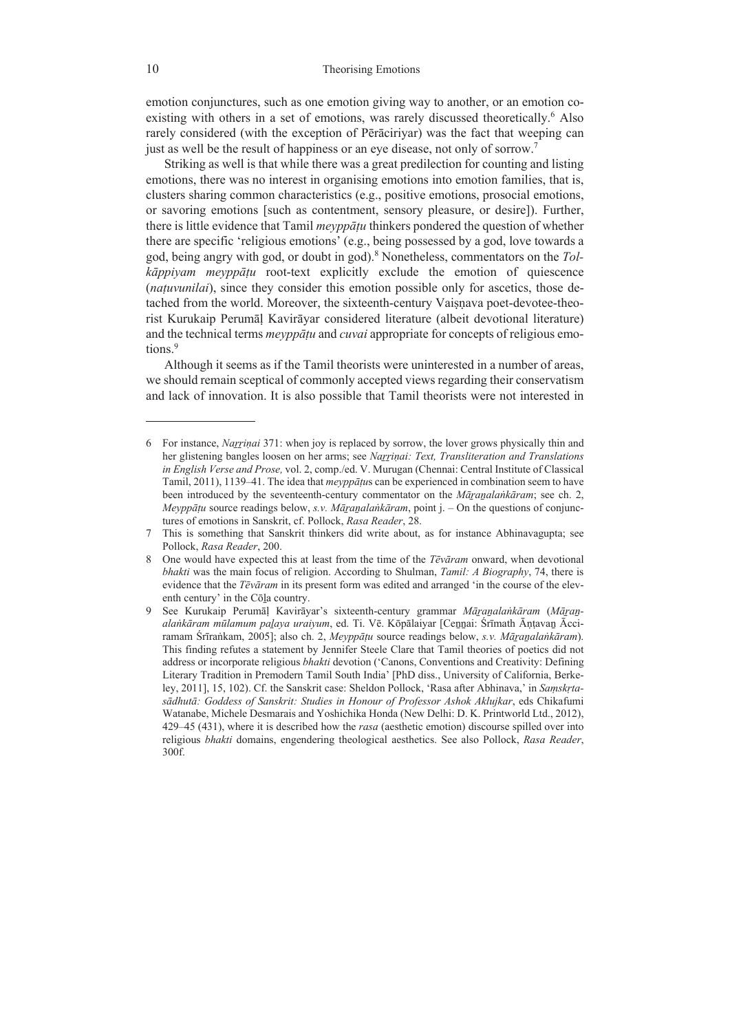emotion conjunctures, such as one emotion giving way to another, or an emotion co-existing with others in a set of emotions, was rarely discussed theoretically.[6] Also rarely considered (with the exception of Pērāciriyar) was the fact that weeping can just as well be the result of happiness or an eye disease, not only of sorrow.[7]

Striking as well is that while there was a great predilection for counting and listing emotions, there was no interest in organising emotions into emotion families, that is, clusters sharing common characteristics (e.g., positive emotions, prosocial emotions, or savoring emotions [such as contentment, sensory pleasure, or desire]). Further, there is little evidence that Tamil *meyppāṭu* thinkers pondered the question of whether there are specific 'religious emotions' (e.g., being possessed by a god, love towards a god, being angry with god, or doubt in god).[8] Nonetheless, commentators on the *Tolkāppiyam meyppāṭu* root-text explicitly exclude the emotion of quiescence (*naṭuvunilai*), since they consider this emotion possible only for ascetics, those detached from the world. Moreover, the sixteenth-century Vaiṣṇava poet-devotee-theorist Kurukaip Perumāḷ Kavirāyar considered literature (albeit devotional literature) and the technical terms *meyppāṭu* and *cuvai* appropriate for concepts of religious emotions.[9]

Although it seems as if the Tamil theorists were uninterested in a number of areas, we should remain sceptical of commonly accepted views regarding their conservatism and lack of innovation. It is also possible that Tamil theorists were not interested in

---

6 For instance, *Naṟṟiṇai* 371: when joy is replaced by sorrow, the lover grows physically thin and her glistening bangles loosen on her arms; see *Naṟṟiṇai: Text, Transliteration and Translations in English Verse and Prose,* vol. 2, comp./ed. V. Murugan (Chennai: Central Institute of Classical Tamil, 2011), 1139–41. The idea that *meyppāṭu*s can be experienced in combination seem to have been introduced by the seventeenth-century commentator on the *Māṟaṉalaṅkāram*; see ch. 2, *Meyppāṭu* source readings below, *s.v. Māṟaṉalaṅkāram*, point j. – On the questions of conjunctures of emotions in Sanskrit, cf. Pollock, *Rasa Reader*, 28.

7 This is something that Sanskrit thinkers did write about, as for instance Abhinavagupta; see Pollock, *Rasa Reader*, 200.

8 One would have expected this at least from the time of the *Tēvāram* onward, when devotional *bhakti* was the main focus of religion. According to Shulman, *Tamil: A Biography*, 74, there is evidence that the *Tēvāram* in its present form was edited and arranged 'in the course of the eleventh century' in the Cōḻa country.

9 See Kurukaip Perumāḷ Kavirāyar's sixteenth-century grammar *Māṟaṉalaṅkāram* (*Māṟaṉalaṅkāram mūlamum paḻaya uraiyum*, ed. Ti. Vē. Kōpālaiyar [Ceṉṉai: Śrīmath Āṇṭavaṉ Ācciramam Śrīraṅkam, 2005]; also ch. 2, *Meyppāṭu* source readings below, *s.v. Māṟaṉalaṅkāram*). This finding refutes a statement by Jennifer Steele Clare that Tamil theories of poetics did not address or incorporate religious *bhakti* devotion ('Canons, Conventions and Creativity: Defining Literary Tradition in Premodern Tamil South India' [PhD diss., University of California, Berkeley, 2011], 15, 102). Cf. the Sanskrit case: Sheldon Pollock, 'Rasa after Abhinava,' in *Saṃskṛtasādhutā: Goddess of Sanskrit: Studies in Honour of Professor Ashok Aklujkar*, eds Chikafumi Watanabe, Michele Desmarais and Yoshichika Honda (New Delhi: D. K. Printworld Ltd., 2012), 429–45 (431), where it is described how the *rasa* (aesthetic emotion) discourse spilled over into religious *bhakti* domains, engendering theological aesthetics. See also Pollock, *Rasa Reader*, 300f.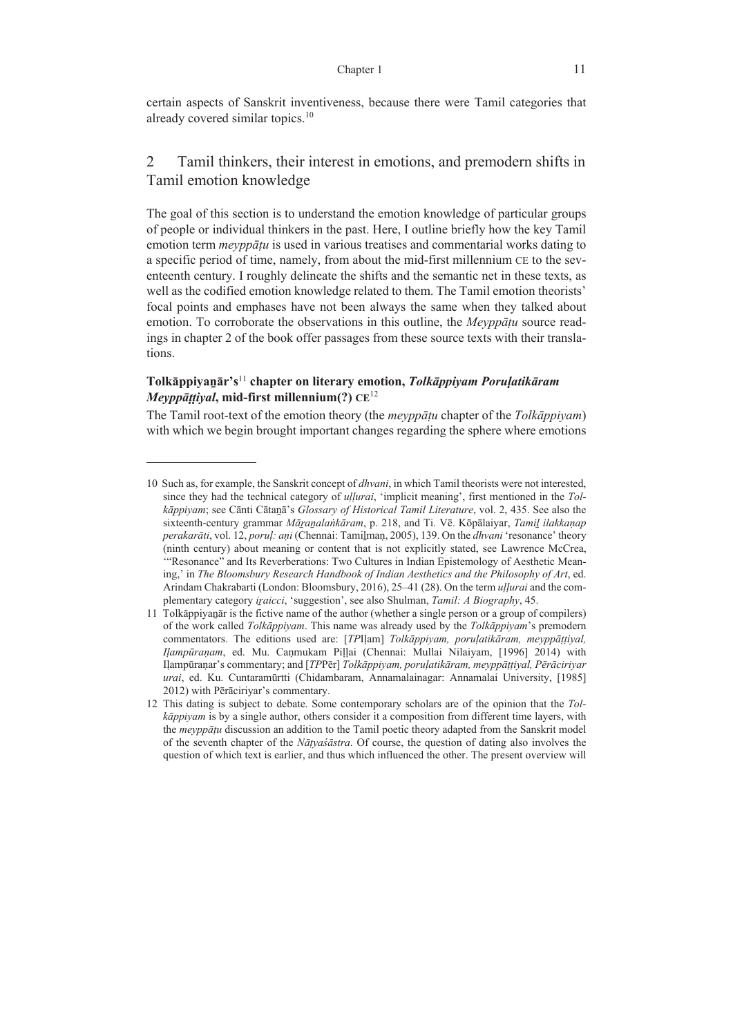certain aspects of Sanskrit inventiveness, because there were Tamil categories that already covered similar topics.[10]

## 2 Tamil thinkers, their interest in emotions, and premodern shifts in Tamil emotion knowledge

The goal of this section is to understand the emotion knowledge of particular groups of people or individual thinkers in the past. Here, I outline briefly how the key Tamil emotion term *meyppāṭu* is used in various treatises and commentarial works dating to a specific period of time, namely, from about the mid-first millennium CE to the seventeenth century. I roughly delineate the shifts and the semantic net in these texts, as well as the codified emotion knowledge related to them. The Tamil emotion theorists' focal points and emphases have not been always the same when they talked about emotion. To corroborate the observations in this outline, the *Meyppāṭu* source readings in chapter 2 of the book offer passages from these source texts with their translations.

### Tolkāppiyaṉār's[11] chapter on literary emotion, *Tolkāppiyam Poruḷatikāram Meyppāṭṭiyal*, mid-first millennium(?) CE[12]

The Tamil root-text of the emotion theory (the *meyppāṭu* chapter of the *Tolkāppiyam*) with which we begin brought important changes regarding the sphere where emotions

---

10 Such as, for example, the Sanskrit concept of *dhvani*, in which Tamil theorists were not interested, since they had the technical category of *uḷḷurai*, 'implicit meaning', first mentioned in the *Tolkāppiyam*; see Cānti Cātaṉā's *Glossary of Historical Tamil Literature*, vol. 2, 435. See also the sixteenth-century grammar *Māṟaṉalaṅkāram*, p. 218, and Ti. Vē. Kōpālaiyar, *Tamiḻ ilakkaṇap perakarāti*, vol. 12, *poruḷ: aṇi* (Chennai: Tamiḻmaṇ, 2005), 139. On the *dhvani* 'resonance' theory (ninth century) about meaning or content that is not explicitly stated, see Lawrence McCrea, '"Resonance" and Its Reverberations: Two Cultures in Indian Epistemology of Aesthetic Meaning,' in *The Bloomsbury Research Handbook of Indian Aesthetics and the Philosophy of Art*, ed. Arindam Chakrabarti (London: Bloomsbury, 2016), 25–41 (28). On the term *uḷḷurai* and the complementary category *iṟaicci*, 'suggestion', see also Shulman, *Tamil: A Biography*, 45.

11 Tolkāppiyaṉār is the fictive name of the author (whether a single person or a group of compilers) of the work called *Tolkāppiyam*. This name was already used by the *Tolkāppiyam*'s premodern commentators. The editions used are: [*TP*Iḷam] *Tolkāppiyam, poruḷatikāram, meyppāṭṭiyal, Iḷampūraṇam*, ed. Mu. Caṇmukam Piḷḷai (Chennai: Mullai Nilaiyam, [1996] 2014) with Iḷampūraṇar's commentary; and [*TP*Pēr] *Tolkāppiyam, poruḷatikāram, meyppāṭṭiyal, Pērāciriyar urai*, ed. Ku. Cuntaramūrtti (Chidambaram, Annamalainagar: Annamalai University, [1985] 2012) with Pērāciriyar's commentary.

12 This dating is subject to debate. Some contemporary scholars are of the opinion that the *Tolkāppiyam* is by a single author, others consider it a composition from different time layers, with the *meyppāṭu* discussion an addition to the Tamil poetic theory adapted from the Sanskrit model of the seventh chapter of the *Nāṭyaśāstra*. Of course, the question of dating also involves the question of which text is earlier, and thus which influenced the other. The present overview will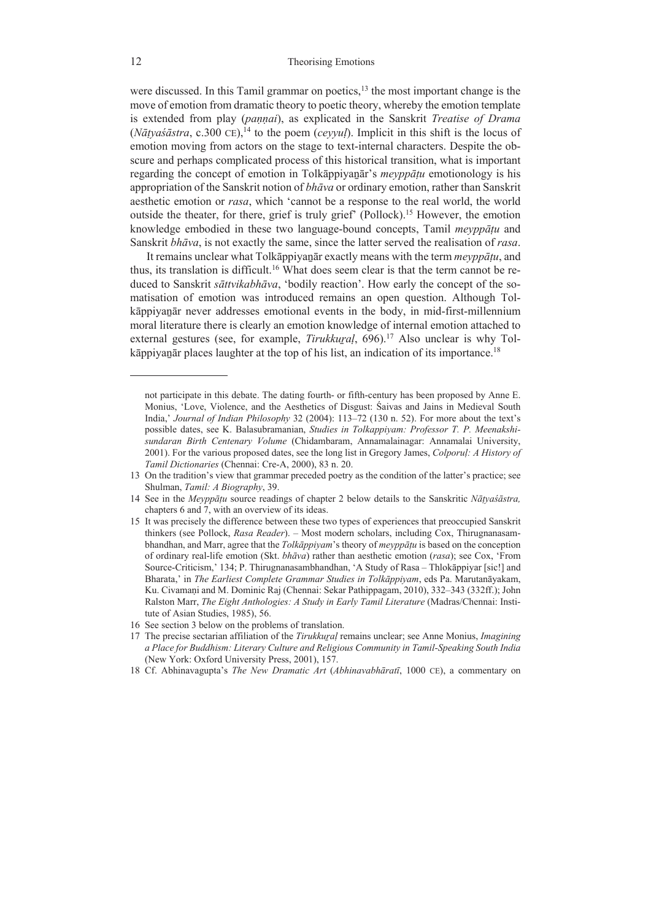were discussed. In this Tamil grammar on poetics,[13] the most important change is the move of emotion from dramatic theory to poetic theory, whereby the emotion template is extended from play (*paṇṇai*), as explicated in the Sanskrit *Treatise of Drama* (*Nāṭyaśāstra*, c.300 CE),[14] to the poem (*ceyyuḷ*). Implicit in this shift is the locus of emotion moving from actors on the stage to text-internal characters. Despite the obscure and perhaps complicated process of this historical transition, what is important regarding the concept of emotion in Tolkāppiyaṉār's *meyppāṭu* emotionology is his appropriation of the Sanskrit notion of *bhāva* or ordinary emotion, rather than Sanskrit aesthetic emotion or *rasa*, which 'cannot be a response to the real world, the world outside the theater, for there, grief is truly grief' (Pollock).[15] However, the emotion knowledge embodied in these two language-bound concepts, Tamil *meyppāṭu* and Sanskrit *bhāva*, is not exactly the same, since the latter served the realisation of *rasa*.

It remains unclear what Tolkāppiyaṉār exactly means with the term *meyppāṭu*, and thus, its translation is difficult.[16] What does seem clear is that the term cannot be reduced to Sanskrit *sāttvikabhāva*, 'bodily reaction'. How early the concept of the somatisation of emotion was introduced remains an open question. Although Tolkāppiyaṉār never addresses emotional events in the body, in mid-first-millennium moral literature there is clearly an emotion knowledge of internal emotion attached to external gestures (see, for example, *Tirukkuṟaḷ*, 696).[17] Also unclear is why Tolkāppiyaṉār places laughter at the top of his list, an indication of its importance.[18]

---

not participate in this debate. The dating fourth- or fifth-century has been proposed by Anne E. Monius, 'Love, Violence, and the Aesthetics of Disgust: Śaivas and Jains in Medieval South India,' *Journal of Indian Philosophy* 32 (2004): 113–72 (130 n. 52). For more about the text's possible dates, see K. Balasubramanian, *Studies in Tolkappiyam: Professor T. P. Meenakshisundaran Birth Centenary Volume* (Chidambaram, Annamalainagar: Annamalai University, 2001). For the various proposed dates, see the long list in Gregory James, *Colporuḷ: A History of Tamil Dictionaries* (Chennai: Cre-A, 2000), 83 n. 20.

13 On the tradition's view that grammar preceded poetry as the condition of the latter's practice; see Shulman, *Tamil: A Biography*, 39.

14 See in the *Meyppāṭu* source readings of chapter 2 below details to the Sanskritic *Nāṭyaśāstra,* chapters 6 and 7, with an overview of its ideas.

15 It was precisely the difference between these two types of experiences that preoccupied Sanskrit thinkers (see Pollock, *Rasa Reader*). – Most modern scholars, including Cox, Thirugnanasambhandhan, and Marr, agree that the *Tolkāppiyam*'s theory of *meyppāṭu* is based on the conception of ordinary real-life emotion (Skt. *bhāva*) rather than aesthetic emotion (*rasa*); see Cox, 'From Source-Criticism,' 134; P. Thirugnanasambhandhan, 'A Study of Rasa – Thlokāppiyar [sic!] and Bharata,' in *The Earliest Complete Grammar Studies in Tolkāppiyam*, eds Pa. Marutanāyakam, Ku. Civamaṇi and M. Dominic Raj (Chennai: Sekar Pathippagam, 2010), 332–343 (332ff.); John Ralston Marr, *The Eight Anthologies: A Study in Early Tamil Literature* (Madras/Chennai: Institute of Asian Studies, 1985), 56.

16 See section 3 below on the problems of translation.

17 The precise sectarian affiliation of the *Tirukkuṟaḷ* remains unclear; see Anne Monius, *Imagining a Place for Buddhism: Literary Culture and Religious Community in Tamil-Speaking South India* (New York: Oxford University Press, 2001), 157.

18 Cf. Abhinavagupta's *The New Dramatic Art* (*Abhinavabhāratī*, 1000 CE), a commentary on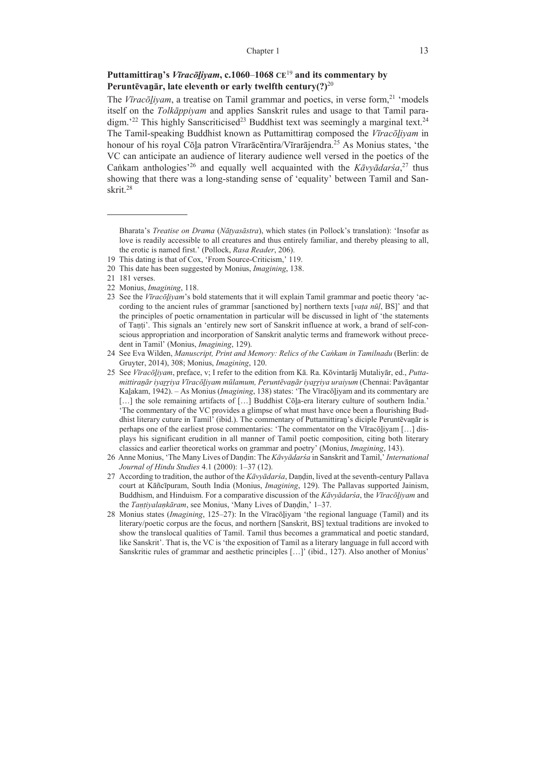**Puttamittiraṉ's *Vīracōḻiyam*, c.1060–1068 CE[19] and its commentary by Peruntēvaṉār, late eleventh or early twelfth century(?)[20]**

The *Vīracōḻiyam*, a treatise on Tamil grammar and poetics, in verse form,[21] 'models itself on the *Tolkāppiyam* and applies Sanskrit rules and usage to that Tamil paradigm.'[22] This highly Sanscriticised[23] Buddhist text was seemingly a marginal text.[24] The Tamil-speaking Buddhist known as Puttamittiraṉ composed the *Vīracōḻiyam* in honour of his royal Cōḻa patron Vīrarācēntira/Vīrarājendra.[25] As Monius states, 'the VC can anticipate an audience of literary audience well versed in the poetics of the Caṅkam anthologies'[26] and equally well acquainted with the *Kāvyādarśa*,[27] thus showing that there was a long-standing sense of 'equality' between Tamil and Sanskrit.[28]

---

Bharata's *Treatise on Drama* (*Nāṭyasāstra*), which states (in Pollock's translation): 'Insofar as love is readily accessible to all creatures and thus entirely familiar, and thereby pleasing to all, the erotic is named first.' (Pollock, *Rasa Reader*, 206).

19 This dating is that of Cox, 'From Source-Criticism,' 119.

20 This date has been suggested by Monius, *Imagining*, 138.

21 181 verses.

22 Monius, *Imagining*, 118.

23 See the *Vīracōḻiyam*'s bold statements that it will explain Tamil grammar and poetic theory 'according to the ancient rules of grammar [sanctioned by] northern texts [*vaṭa nūl*, BS]' and that the principles of poetic ornamentation in particular will be discussed in light of 'the statements of Taṇṭi'. This signals an 'entirely new sort of Sanskrit influence at work, a brand of self-conscious appropriation and incorporation of Sanskrit analytic terms and framework without precedent in Tamil' (Monius, *Imagining*, 129).

24 See Eva Wilden, *Manuscript, Print and Memory: Relics of the Caṅkam in Tamilnadu* (Berlin: de Gruyter, 2014), 308; Monius, *Imagining*, 120.

25 See *Vīracōḻiyam*, preface, v; I refer to the edition from Kā. Ra. Kōvintarāj Mutaliyār, ed., *Puttamittiraṉār iyaṟṟiya Vīracōḻiyam mūlamum, Peruntēvaṉār iyaṟṟiya uraiyum* (Chennai: Pavāṉantar Kaḻakam, 1942). – As Monius (*Imagining*, 138) states: 'The Vīracōḻiyam and its commentary are […] the sole remaining artifacts of […] Buddhist Cōḻa-era literary culture of southern India.' 'The commentary of the VC provides a glimpse of what must have once been a flourishing Buddhist literary cuture in Tamil' (ibid.). The commentary of Puttamittiraṉ's diciple Peruntēvaṉār is perhaps one of the earliest prose commentaries: 'The commentator on the Vīracōḻiyam […] displays his significant erudition in all manner of Tamil poetic composition, citing both literary classics and earlier theoretical works on grammar and poetry' (Monius, *Imagining*, 143).

26 Anne Monius, 'The Many Lives of Daṇḍin: The *Kāvyādarśa* in Sanskrit and Tamil,' *International Journal of Hindu Studies* 4.1 (2000): 1–37 (12).

27 According to tradition, the author of the *Kāvyādarśa*, Daṇḍin, lived at the seventh-century Pallava court at Kāñcīpuram, South India (Monius, *Imagining*, 129). The Pallavas supported Jainism, Buddhism, and Hinduism. For a comparative discussion of the *Kāvyādarśa*, the *Vīracōḻiyam* and the *Taṇṭiyalaṅkāram*, see Monius, 'Many Lives of Daṇḍin,' 1–37.

28 Monius states (*Imagining*, 125–27): In the Vīracōḻiyam 'the regional language (Tamil) and its literary/poetic corpus are the focus, and northern [Sanskrit, BS] textual traditions are invoked to show the translocal qualities of Tamil. Tamil thus becomes a grammatical and poetic standard, like Sanskrit'. That is, the VC is 'the exposition of Tamil as a literary language in full accord with Sanskritic rules of grammar and aesthetic principles […]' (ibid., 127). Also another of Monius'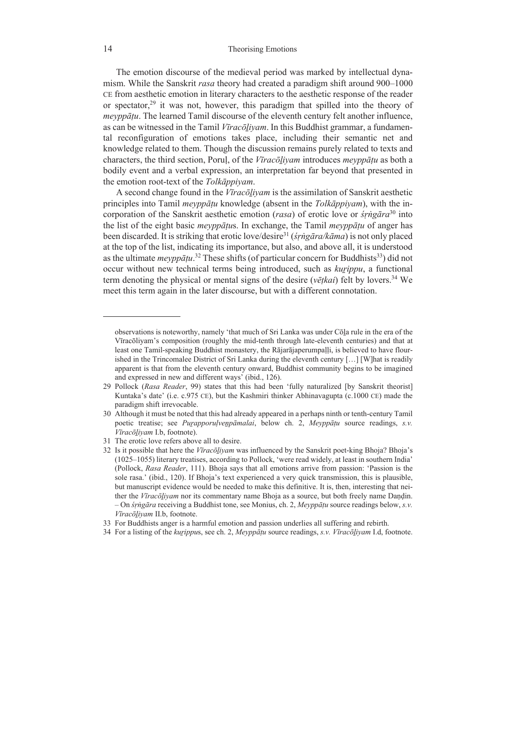The emotion discourse of the medieval period was marked by intellectual dynamism. While the Sanskrit *rasa* theory had created a paradigm shift around 900–1000 CE from aesthetic emotion in literary characters to the aesthetic response of the reader or spectator,[29] it was not, however, this paradigm that spilled into the theory of *meyppāṭu*. The learned Tamil discourse of the eleventh century felt another influence, as can be witnessed in the Tamil *Vīracōḻiyam*. In this Buddhist grammar, a fundamental reconfiguration of emotions takes place, including their semantic net and knowledge related to them. Though the discussion remains purely related to texts and characters, the third section, Poruḷ, of the *Vīracōḻiyam* introduces *meyppāṭu* as both a bodily event and a verbal expression, an interpretation far beyond that presented in the emotion root-text of the *Tolkāppiyam*.

A second change found in the *Vīracōḻiyam* is the assimilation of Sanskrit aesthetic principles into Tamil *meyppāṭu* knowledge (absent in the *Tolkāppiyam*), with the incorporation of the Sanskrit aesthetic emotion (*rasa*) of erotic love or *śṛṅgāra*[30] into the list of the eight basic *meyppāṭu*s. In exchange, the Tamil *meyppāṭu* of anger has been discarded. It is striking that erotic love/desire[31] (*śṛṅgāra/kāma*) is not only placed at the top of the list, indicating its importance, but also, and above all, it is understood as the ultimate *meyppāṭu*.[32] These shifts (of particular concern for Buddhists[33]) did not occur without new technical terms being introduced, such as *kuṟippu*, a functional term denoting the physical or mental signs of the desire (*vēṭkai*) felt by lovers.[34] We meet this term again in the later discourse, but with a different connotation.

---

observations is noteworthy, namely 'that much of Sri Lanka was under Cōḻa rule in the era of the Vīracōliyam's composition (roughly the mid-tenth through late-eleventh centuries) and that at least one Tamil-speaking Buddhist monastery, the Rājarājaperumpaḷḷi, is believed to have flourished in the Trincomalee District of Sri Lanka during the eleventh century […] [W]hat is readily apparent is that from the eleventh century onward, Buddhist community begins to be imagined and expressed in new and different ways' (ibid., 126).

29 Pollock (*Rasa Reader*, 99) states that this had been 'fully naturalized [by Sanskrit theorist] Kuntaka's date' (i.e. c.975 CE), but the Kashmiri thinker Abhinavagupta (c.1000 CE) made the paradigm shift irrevocable.

30 Although it must be noted that this had already appeared in a perhaps ninth or tenth-century Tamil poetic treatise; see *Puṟapporuḷveṇpāmalai*, below ch. 2, *Meyppāṭu* source readings, *s.v. Vīracōḻiyam* I.b, footnote).

31 The erotic love refers above all to desire.

32 Is it possible that here the *Vīracōḻiyam* was influenced by the Sanskrit poet-king Bhoja? Bhoja's (1025–1055) literary treatises, according to Pollock, 'were read widely, at least in southern India' (Pollock, *Rasa Reader*, 111). Bhoja says that all emotions arrive from passion: 'Passion is the sole rasa.' (ibid., 120). If Bhoja's text experienced a very quick transmission, this is plausible, but manuscript evidence would be needed to make this definitive. It is, then, interesting that neither the *Vīracōḻiyam* nor its commentary name Bhoja as a source, but both freely name Daṇḍin. – On *śṛṅgāra* receiving a Buddhist tone, see Monius, ch. 2, *Meyppāṭu* source readings below, *s.v. Vīracōḻiyam* II.b, footnote.

33 For Buddhists anger is a harmful emotion and passion underlies all suffering and rebirth.

34 For a listing of the *kuṟippu*s, see ch. 2, *Meyppāṭu* source readings, *s.v. Vīracōḻiyam* I.d, footnote.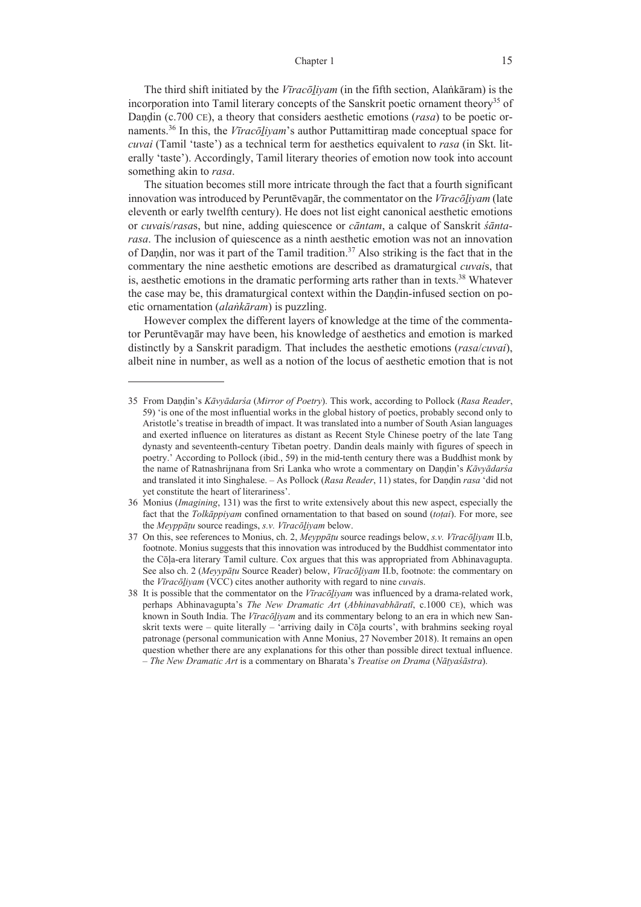The third shift initiated by the *Vīracōḻiyam* (in the fifth section, Alaṅkāram) is the incorporation into Tamil literary concepts of the Sanskrit poetic ornament theory[35] of Daṇḍin (c.700 CE), a theory that considers aesthetic emotions (*rasa*) to be poetic ornaments.[36] In this, the *Vīracōḻiyam*'s author Puttamittiraṉ made conceptual space for *cuvai* (Tamil 'taste') as a technical term for aesthetics equivalent to *rasa* (in Skt. literally 'taste'). Accordingly, Tamil literary theories of emotion now took into account something akin to *rasa*.

The situation becomes still more intricate through the fact that a fourth significant innovation was introduced by Peruntēvaṉār, the commentator on the *Vīracōḻiyam* (late eleventh or early twelfth century). He does not list eight canonical aesthetic emotions or *cuvai*s/*rasa*s, but nine, adding quiescence or *cāntam*, a calque of Sanskrit *śānta-rasa*. The inclusion of quiescence as a ninth aesthetic emotion was not an innovation of Daṇḍin, nor was it part of the Tamil tradition.[37] Also striking is the fact that in the commentary the nine aesthetic emotions are described as dramaturgical *cuvai*s, that is, aesthetic emotions in the dramatic performing arts rather than in texts.[38] Whatever the case may be, this dramaturgical context within the Daṇḍin-infused section on poetic ornamentation (*alaṅkāram*) is puzzling.

However complex the different layers of knowledge at the time of the commentator Peruntēvaṉār may have been, his knowledge of aesthetics and emotion is marked distinctly by a Sanskrit paradigm. That includes the aesthetic emotions (*rasa*/*cuvai*), albeit nine in number, as well as a notion of the locus of aesthetic emotion that is not

---

35 From Daṇḍin's *Kāvyādarśa* (*Mirror of Poetry*). This work, according to Pollock (*Rasa Reader*, 59) 'is one of the most influential works in the global history of poetics, probably second only to Aristotle's treatise in breadth of impact. It was translated into a number of South Asian languages and exerted influence on literatures as distant as Recent Style Chinese poetry of the late Tang dynasty and seventeenth-century Tibetan poetry. Dandin deals mainly with figures of speech in poetry.' According to Pollock (ibid., 59) in the mid-tenth century there was a Buddhist monk by the name of Ratnashrijnana from Sri Lanka who wrote a commentary on Daṇḍin's *Kāvyādarśa* and translated it into Singhalese. – As Pollock (*Rasa Reader*, 11) states, for Daṇḍin *rasa* 'did not yet constitute the heart of literariness'.

36 Monius (*Imagining*, 131) was the first to write extensively about this new aspect, especially the fact that the *Tolkāppiyam* confined ornamentation to that based on sound (*toṭai*). For more, see the *Meyppāṭu* source readings, *s.v. Vīracōḻiyam* below.

37 On this, see references to Monius, ch. 2, *Meyppāṭu* source readings below, *s.v. Vīracōḻiyam* II.b, footnote. Monius suggests that this innovation was introduced by the Buddhist commentator into the Cōḷa-era literary Tamil culture. Cox argues that this was appropriated from Abhinavagupta. See also ch. 2 (*Meyypāṭu* Source Reader) below, *Vīracōḻiyam* II.b, footnote: the commentary on the *Vīracōḻiyam* (VCC) cites another authority with regard to nine *cuvai*s.

38 It is possible that the commentator on the *Vīracōḻiyam* was influenced by a drama-related work, perhaps Abhinavagupta's *The New Dramatic Art* (*Abhinavabhāratī*, c.1000 CE), which was known in South India. The *Vīracōḻiyam* and its commentary belong to an era in which new Sanskrit texts were – quite literally – 'arriving daily in Cōḻa courts', with brahmins seeking royal patronage (personal communication with Anne Monius, 27 November 2018). It remains an open question whether there are any explanations for this other than possible direct textual influence. – *The New Dramatic Art* is a commentary on Bharata's *Treatise on Drama* (*Nāṭyaśāstra*).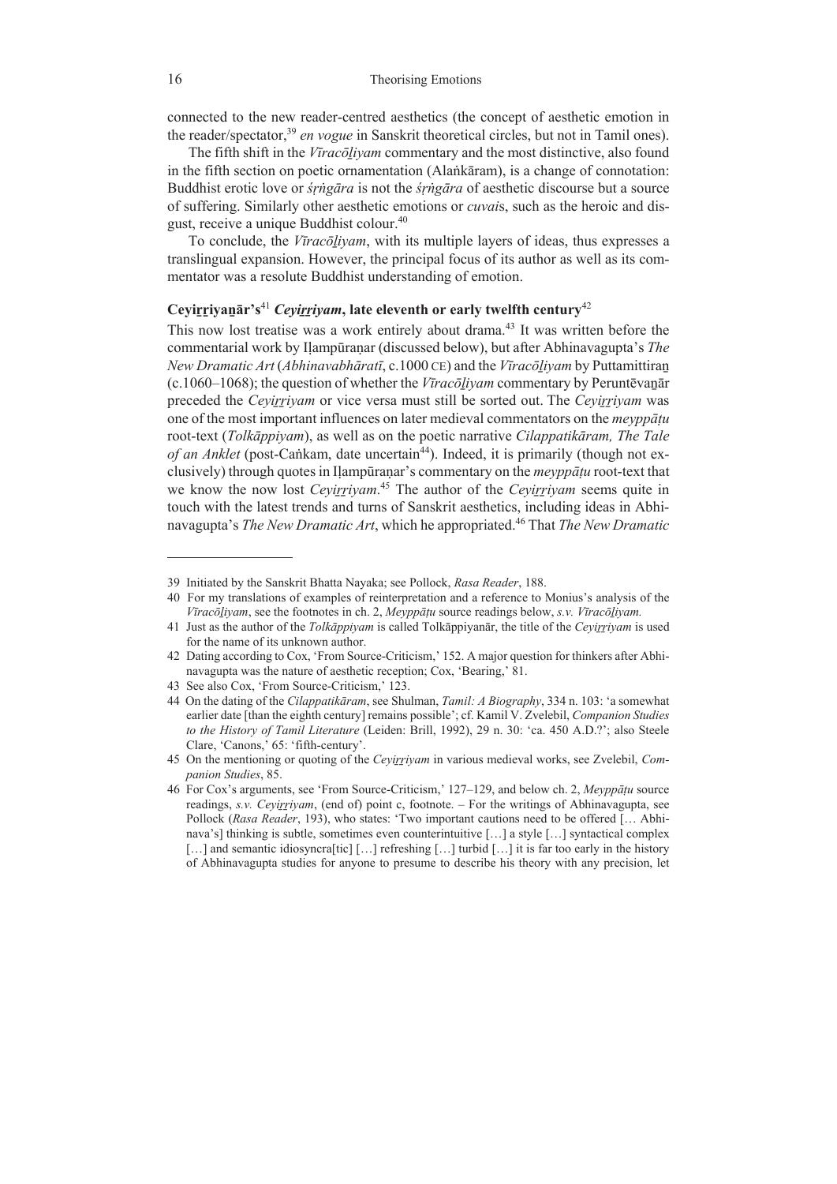connected to the new reader-centred aesthetics (the concept of aesthetic emotion in the reader/spectator,[39] *en vogue* in Sanskrit theoretical circles, but not in Tamil ones).

The fifth shift in the *Vīracōḻiyam* commentary and the most distinctive, also found in the fifth section on poetic ornamentation (Alaṅkāram), is a change of connotation: Buddhist erotic love or *śṛṅgāra* is not the *śṛṅgāra* of aesthetic discourse but a source of suffering. Similarly other aesthetic emotions or *cuvai*s, such as the heroic and disgust, receive a unique Buddhist colour.[40]

To conclude, the *Vīracōḻiyam*, with its multiple layers of ideas, thus expresses a translingual expansion. However, the principal focus of its author as well as its commentator was a resolute Buddhist understanding of emotion.

### Ceyiṟṟiyaṉār's[41] *Ceyiṟṟiyam*, late eleventh or early twelfth century[42]

This now lost treatise was a work entirely about drama.[43] It was written before the commentarial work by Iḷampūraṇar (discussed below), but after Abhinavagupta's *The New Dramatic Art* (*Abhinavabhāratī*, c.1000 CE) and the *Vīracōḻiyam* by Puttamittiraṉ (c.1060–1068); the question of whether the *Vīracōḻiyam* commentary by Peruntēvaṉār preceded the *Ceyiṟṟiyam* or vice versa must still be sorted out. The *Ceyiṟṟiyam* was one of the most important influences on later medieval commentators on the *meyppāṭu* root-text (*Tolkāppiyam*), as well as on the poetic narrative *Cilappatikāram, The Tale of an Anklet* (post-Caṅkam, date uncertain[44]). Indeed, it is primarily (though not exclusively) through quotes in Iḷampūraṇar's commentary on the *meyppāṭu* root-text that we know the now lost *Ceyiṟṟiyam*.[45] The author of the *Ceyiṟṟiyam* seems quite in touch with the latest trends and turns of Sanskrit aesthetics, including ideas in Abhinavagupta's *The New Dramatic Art*, which he appropriated.[46] That *The New Dramatic*

---

39 Initiated by the Sanskrit Bhatta Nayaka; see Pollock, *Rasa Reader*, 188.

40 For my translations of examples of reinterpretation and a reference to Monius's analysis of the *Vīracōḻiyam*, see the footnotes in ch. 2, *Meyppāṭu* source readings below, *s.v. Vīracōḻiyam.*

41 Just as the author of the *Tolkāppiyam* is called Tolkāppiyanār, the title of the *Ceyiṟṟiyam* is used for the name of its unknown author.

42 Dating according to Cox, 'From Source-Criticism,' 152. A major question for thinkers after Abhinavagupta was the nature of aesthetic reception; Cox, 'Bearing,' 81.

43 See also Cox, 'From Source-Criticism,' 123.

44 On the dating of the *Cilappatikāram*, see Shulman, *Tamil: A Biography*, 334 n. 103: 'a somewhat earlier date [than the eighth century] remains possible'; cf. Kamil V. Zvelebil, *Companion Studies to the History of Tamil Literature* (Leiden: Brill, 1992), 29 n. 30: 'ca. 450 A.D.?'; also Steele Clare, 'Canons,' 65: 'fifth-century'.

45 On the mentioning or quoting of the *Ceyiṟṟiyam* in various medieval works, see Zvelebil, *Companion Studies*, 85.

46 For Cox's arguments, see 'From Source-Criticism,' 127–129, and below ch. 2, *Meyppāṭu* source readings, *s.v. Ceyiṟṟiyam*, (end of) point c, footnote. – For the writings of Abhinavagupta, see Pollock (*Rasa Reader*, 193), who states: 'Two important cautions need to be offered [… Abhinava's] thinking is subtle, sometimes even counterintuitive […] a style […] syntactical complex […] and semantic idiosyncra[tic] […] refreshing […] turbid […] it is far too early in the history of Abhinavagupta studies for anyone to presume to describe his theory with any precision, let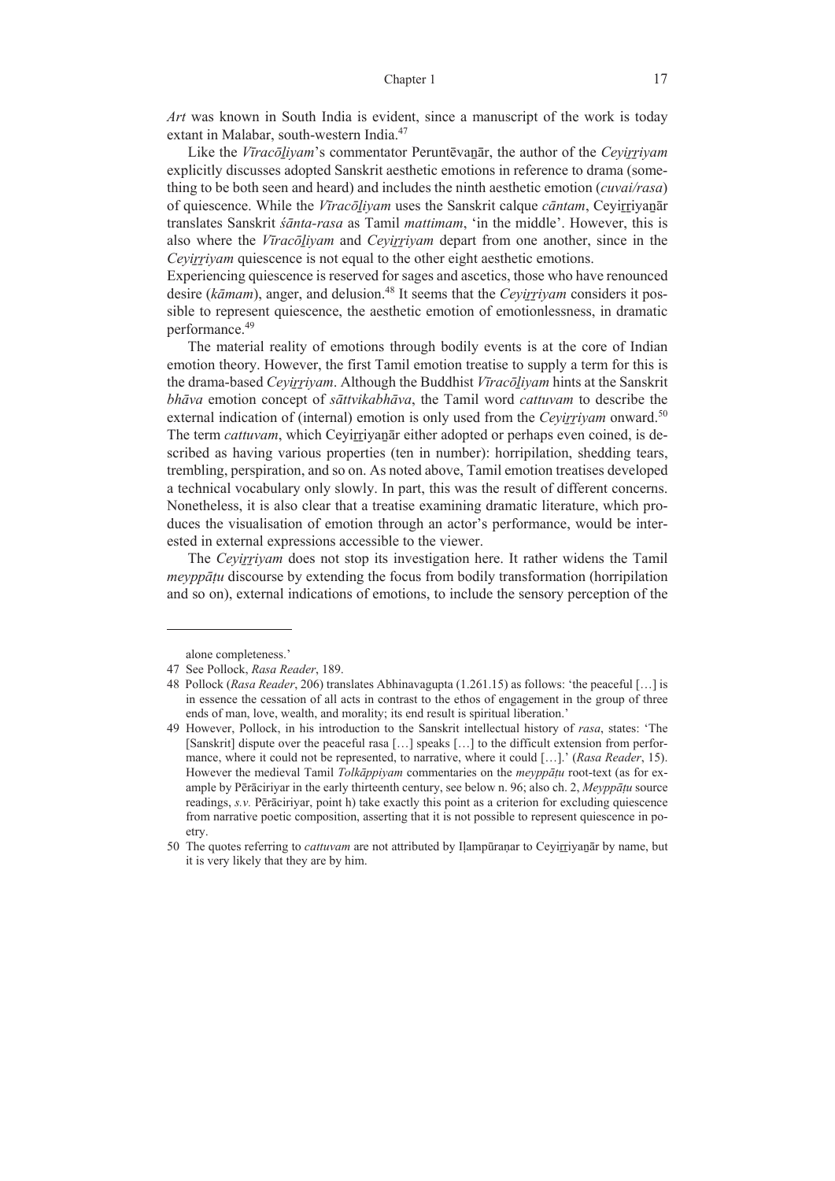*Art* was known in South India is evident, since a manuscript of the work is today extant in Malabar, south-western India.[47]

Like the *Vīracōḻiyam*'s commentator Peruntēvaṉār, the author of the *Ceyiṟṟiyam* explicitly discusses adopted Sanskrit aesthetic emotions in reference to drama (something to be both seen and heard) and includes the ninth aesthetic emotion (*cuvai/rasa*) of quiescence. While the *Vīracōḻiyam* uses the Sanskrit calque *cāntam*, Ceyiṟṟiyaṉār translates Sanskrit *śānta-rasa* as Tamil *mattimam*, 'in the middle'. However, this is also where the *Vīracōḻiyam* and *Ceyiṟṟiyam* depart from one another, since in the *Ceyiṟṟiyam* quiescence is not equal to the other eight aesthetic emotions.
Experiencing quiescence is reserved for sages and ascetics, those who have renounced desire (*kāmam*), anger, and delusion.[48] It seems that the *Ceyiṟṟiyam* considers it possible to represent quiescence, the aesthetic emotion of emotionlessness, in dramatic performance.[49]

The material reality of emotions through bodily events is at the core of Indian emotion theory. However, the first Tamil emotion treatise to supply a term for this is the drama-based *Ceyiṟṟiyam*. Although the Buddhist *Vīracōḻiyam* hints at the Sanskrit *bhāva* emotion concept of *sāttvikabhāva*, the Tamil word *cattuvam* to describe the external indication of (internal) emotion is only used from the *Ceyiṟṟiyam* onward.[50] The term *cattuvam*, which Ceyiṟṟiyaṉār either adopted or perhaps even coined, is described as having various properties (ten in number): horripilation, shedding tears, trembling, perspiration, and so on. As noted above, Tamil emotion treatises developed a technical vocabulary only slowly. In part, this was the result of different concerns. Nonetheless, it is also clear that a treatise examining dramatic literature, which produces the visualisation of emotion through an actor's performance, would be interested in external expressions accessible to the viewer.

The *Ceyiṟṟiyam* does not stop its investigation here. It rather widens the Tamil *meyppāṭu* discourse by extending the focus from bodily transformation (horripilation and so on), external indications of emotions, to include the sensory perception of the

---

alone completeness.'

47 See Pollock, *Rasa Reader*, 189.

48 Pollock (*Rasa Reader*, 206) translates Abhinavagupta (1.261.15) as follows: 'the peaceful […] is in essence the cessation of all acts in contrast to the ethos of engagement in the group of three ends of man, love, wealth, and morality; its end result is spiritual liberation.'

49 However, Pollock, in his introduction to the Sanskrit intellectual history of *rasa*, states: 'The [Sanskrit] dispute over the peaceful rasa […] speaks […] to the difficult extension from performance, where it could not be represented, to narrative, where it could […].' (*Rasa Reader*, 15). However the medieval Tamil *Tolkāppiyam* commentaries on the *meyppāṭu* root-text (as for example by Pērāciriyar in the early thirteenth century, see below n. 96; also ch. 2, *Meyppāṭu* source readings, *s.v.* Pērāciriyar, point h) take exactly this point as a criterion for excluding quiescence from narrative poetic composition, asserting that it is not possible to represent quiescence in poetry.

50 The quotes referring to *cattuvam* are not attributed by Iḷampūraṇar to Ceyiṟṟiyaṉār by name, but it is very likely that they are by him.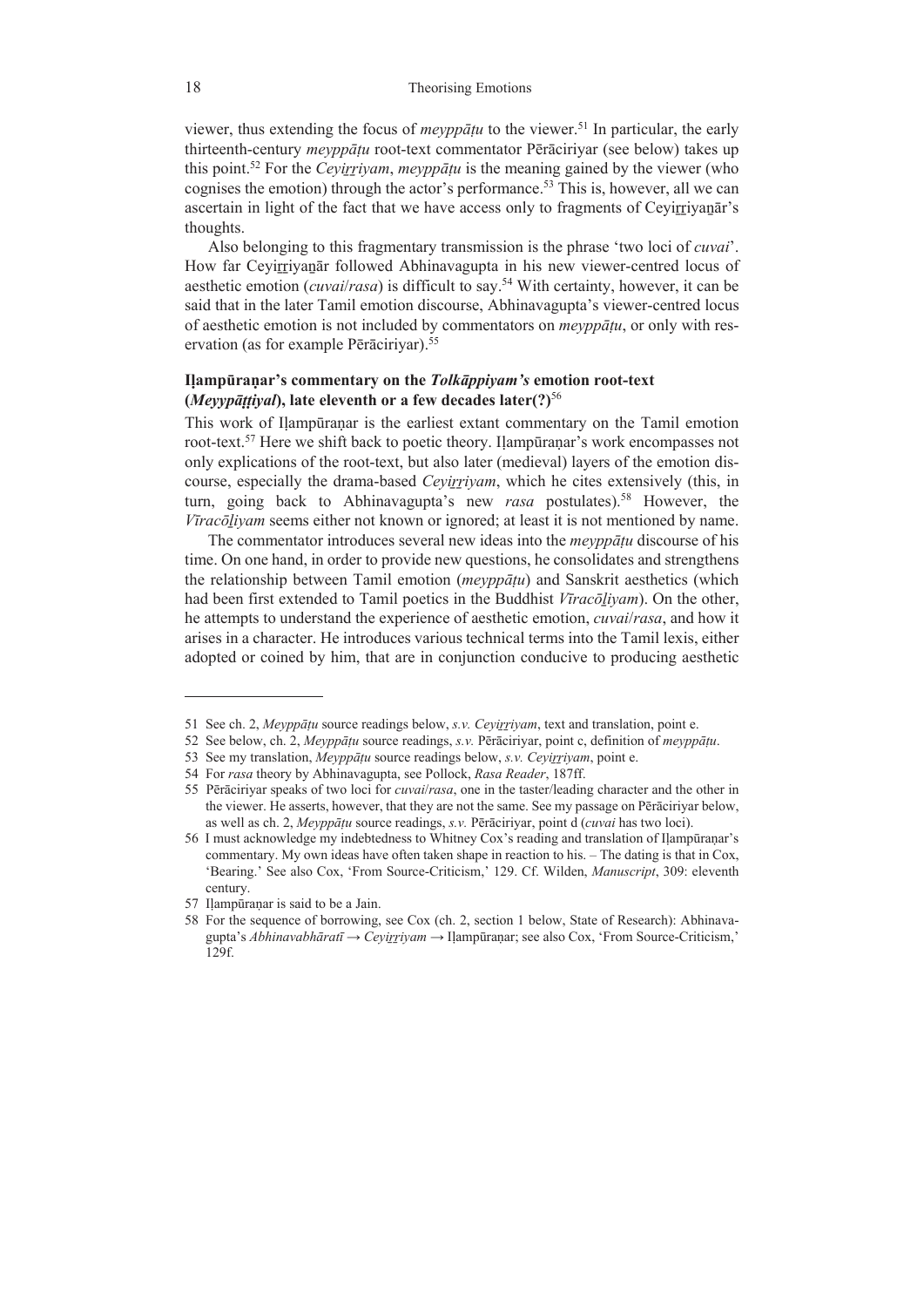viewer, thus extending the focus of *meyppāṭu* to the viewer.[51] In particular, the early thirteenth-century *meyppāṭu* root-text commentator Pērāciriyar (see below) takes up this point.[52] For the *Ceyiṟṟiyam*, *meyppāṭu* is the meaning gained by the viewer (who cognises the emotion) through the actor's performance.[53] This is, however, all we can ascertain in light of the fact that we have access only to fragments of Ceyiṟṟiyaṉār's thoughts.

Also belonging to this fragmentary transmission is the phrase 'two loci of *cuvai*'. How far Ceyiṟṟiyaṉār followed Abhinavagupta in his new viewer-centred locus of aesthetic emotion (*cuvai*/*rasa*) is difficult to say.[54] With certainty, however, it can be said that in the later Tamil emotion discourse, Abhinavagupta's viewer-centred locus of aesthetic emotion is not included by commentators on *meyppāṭu*, or only with reservation (as for example Pērāciriyar).[55]

### **Iḷampūraṇar's commentary on the *Tolkāppiyam's* emotion root-text (*Meyppāṭṭiyal*), late eleventh or a few decades later(?)**[56]

This work of Iḷampūraṇar is the earliest extant commentary on the Tamil emotion root-text.[57] Here we shift back to poetic theory. Iḷampūraṇar's work encompasses not only explications of the root-text, but also later (medieval) layers of the emotion discourse, especially the drama-based *Ceyiṟṟiyam*, which he cites extensively (this, in turn, going back to Abhinavagupta's new *rasa* postulates).[58] However, the *Vīracōḻiyam* seems either not known or ignored; at least it is not mentioned by name.

The commentator introduces several new ideas into the *meyppāṭu* discourse of his time. On one hand, in order to provide new questions, he consolidates and strengthens the relationship between Tamil emotion (*meyppāṭu*) and Sanskrit aesthetics (which had been first extended to Tamil poetics in the Buddhist *Vīracōḻiyam*). On the other, he attempts to understand the experience of aesthetic emotion, *cuvai*/*rasa*, and how it arises in a character. He introduces various technical terms into the Tamil lexis, either adopted or coined by him, that are in conjunction conducive to producing aesthetic

---

51 See ch. 2, *Meyppāṭu* source readings below, *s.v. Ceyiṟṟiyam*, text and translation, point e.

52 See below, ch. 2, *Meyppāṭu* source readings, *s.v.* Pērāciriyar, point c, definition of *meyppāṭu*.

53 See my translation, *Meyppāṭu* source readings below, *s.v. Ceyiṟṟiyam*, point e.

54 For *rasa* theory by Abhinavagupta, see Pollock, *Rasa Reader*, 187ff.

55 Pērāciriyar speaks of two loci for *cuvai*/*rasa*, one in the taster/leading character and the other in the viewer. He asserts, however, that they are not the same. See my passage on Pērāciriyar below, as well as ch. 2, *Meyppāṭu* source readings, *s.v.* Pērāciriyar, point d (*cuvai* has two loci).

56 I must acknowledge my indebtedness to Whitney Cox's reading and translation of Iḷampūraṇar's commentary. My own ideas have often taken shape in reaction to his. – The dating is that in Cox, 'Bearing.' See also Cox, 'From Source-Criticism,' 129. Cf. Wilden, *Manuscript*, 309: eleventh century.

57 Iḷampūraṇar is said to be a Jain.

58 For the sequence of borrowing, see Cox (ch. 2, section 1 below, State of Research): Abhinavagupta's *Abhinavabhāratī* → *Ceyiṟṟiyam* → Iḷampūraṇar; see also Cox, 'From Source-Criticism,' 129f.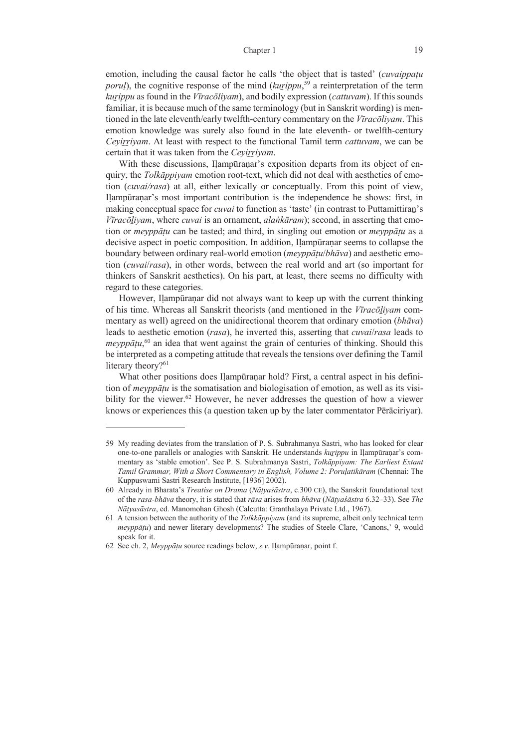emotion, including the causal factor he calls 'the object that is tasted' (*cuvaippaṭu poruḷ*), the cognitive response of the mind (*kuṟippu*,[59] a reinterpretation of the term *kuṟippu* as found in the *Vīracōliyam*), and bodily expression (*cattuvam*). If this sounds familiar, it is because much of the same terminology (but in Sanskrit wording) is mentioned in the late eleventh/early twelfth-century commentary on the *Vīracōliyam*. This emotion knowledge was surely also found in the late eleventh- or twelfth-century *Ceyiṟṟiyam*. At least with respect to the functional Tamil term *cattuvam*, we can be certain that it was taken from the *Ceyiṟṟiyam*.

With these discussions, Iḷampūraṇar's exposition departs from its object of enquiry, the *Tolkāppiyam* emotion root-text, which did not deal with aesthetics of emotion (*cuvai/rasa*) at all, either lexically or conceptually. From this point of view, Iḷampūraṇar's most important contribution is the independence he shows: first, in making conceptual space for *cuvai* to function as 'taste' (in contrast to Puttamittiraṉ's *Vīracōḻiyam*, where *cuvai* is an ornament, *alaṅkāram*); second, in asserting that emotion or *meyppāṭu* can be tasted; and third, in singling out emotion or *meyppāṭu* as a decisive aspect in poetic composition. In addition, Iḷampūraṇar seems to collapse the boundary between ordinary real-world emotion (*meyppāṭu*/*bhāva*) and aesthetic emotion (*cuvai*/*rasa*), in other words, between the real world and art (so important for thinkers of Sanskrit aesthetics). On his part, at least, there seems no difficulty with regard to these categories.

However, Iḷampūraṇar did not always want to keep up with the current thinking of his time. Whereas all Sanskrit theorists (and mentioned in the *Vīracōḻiyam* commentary as well) agreed on the unidirectional theorem that ordinary emotion (*bhāva*) leads to aesthetic emotion (*rasa*), he inverted this, asserting that *cuvai*/*rasa* leads to *meyppāṭu*,[60] an idea that went against the grain of centuries of thinking. Should this be interpreted as a competing attitude that reveals the tensions over defining the Tamil literary theory?[61]

What other positions does Iḷampūraṇar hold? First, a central aspect in his definition of *meyppāṭu* is the somatisation and biologisation of emotion, as well as its visibility for the viewer.[62] However, he never addresses the question of how a viewer knows or experiences this (a question taken up by the later commentator Pērāciriyar).

---

59 My reading deviates from the translation of P. S. Subrahmanya Sastri, who has looked for clear one-to-one parallels or analogies with Sanskrit. He understands *kuṟippu* in Iḷampūraṇar's commentary as 'stable emotion'. See P. S. Subrahmanya Sastri, *Tolkāppiyam: The Earliest Extant Tamil Grammar, With a Short Commentary in English, Volume 2: Poruḷatikāram* (Chennai: The Kuppuswami Sastri Research Institute, [1936] 2002).

60 Already in Bharata's *Treatise on Drama* (*Nāṭyaśāstra*, c.300 CE), the Sanskrit foundational text of the *rasa*-*bhāva* theory, it is stated that *rāsa* arises from *bhāva* (*Nāṭyaśāstra* 6.32–33). See *The Nāṭyasāstra*, ed. Manomohan Ghosh (Calcutta: Granthalaya Private Ltd., 1967).

61 A tension between the authority of the *Tolkkāppiyam* (and its supreme, albeit only technical term *meyppāṭu*) and newer literary developments? The studies of Steele Clare, 'Canons,' 9, would speak for it.

62 See ch. 2, *Meyppāṭu* source readings below, *s.v.* Iḷampūraṇar, point f.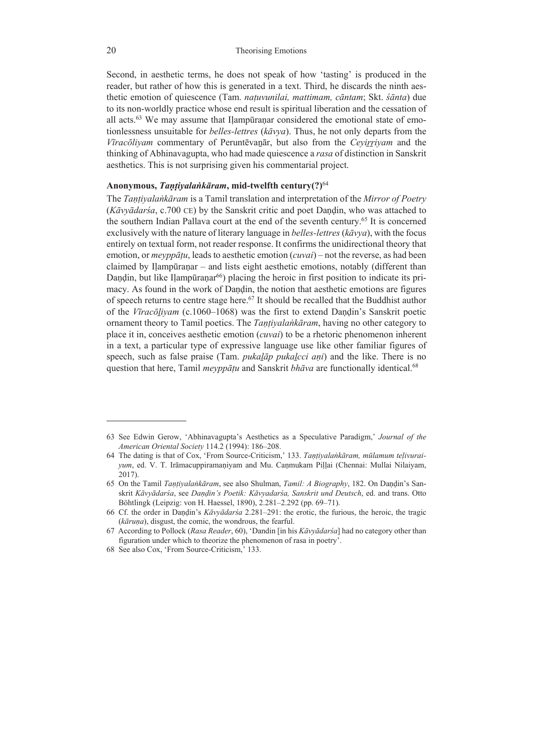Second, in aesthetic terms, he does not speak of how 'tasting' is produced in the reader, but rather of how this is generated in a text. Third, he discards the ninth aesthetic emotion of quiescence (Tam. *naṭuvunilai, mattimam, cāntam*; Skt. *śānta*) due to its non-worldly practice whose end result is spiritual liberation and the cessation of all acts.[63] We may assume that Iḷampūraṇar considered the emotional state of emotionlessness unsuitable for *belles-lettres* (*kāvya*). Thus, he not only departs from the *Vīracōliyam* commentary of Peruntēvaṉār, but also from the *Ceyiṟṟiyam* and the thinking of Abhinavagupta, who had made quiescence a *rasa* of distinction in Sanskrit aesthetics. This is not surprising given his commentarial project.

### Anonymous, *Taṇṭiyalaṅkāram*, mid-twelfth century(?)[64]

The *Taṇṭiyalaṅkāram* is a Tamil translation and interpretation of the *Mirror of Poetry* (*Kāvyādarśa*, c.700 CE) by the Sanskrit critic and poet Daṇḍin, who was attached to the southern Indian Pallava court at the end of the seventh century.[65] It is concerned exclusively with the nature of literary language in *belles-lettres* (*kāvya*), with the focus entirely on textual form, not reader response. It confirms the unidirectional theory that emotion, or *meyppāṭu*, leads to aesthetic emotion (*cuvai*) – not the reverse, as had been claimed by Iḷampūraṇar – and lists eight aesthetic emotions, notably (different than Daṇḍin, but like Iḷampūraṇar[66]) placing the heroic in first position to indicate its primacy. As found in the work of Daṇḍin, the notion that aesthetic emotions are figures of speech returns to centre stage here.[67] It should be recalled that the Buddhist author of the *Vīracōḻiyam* (c.1060–1068) was the first to extend Daṇḍin's Sanskrit poetic ornament theory to Tamil poetics. The *Taṇṭiyalaṅkāram*, having no other category to place it in, conceives aesthetic emotion (*cuvai*) to be a rhetoric phenomenon inherent in a text, a particular type of expressive language use like other familiar figures of speech, such as false praise (Tam. *pukaḻāp pukaḻcci aṇi*) and the like. There is no question that here, Tamil *meyppāṭu* and Sanskrit *bhāva* are functionally identical.[68]

---

63 See Edwin Gerow, 'Abhinavagupta's Aesthetics as a Speculative Paradigm,' *Journal of the American Oriental Society* 114.2 (1994): 186–208.

64 The dating is that of Cox, 'From Source-Criticism,' 133. *Taṇṭiyalaṅkāram, mūlamum teḷivuraiyum*, ed. V. T. Irāmacuppiramaṇiyam and Mu. Caṇmukam Piḷḷai (Chennai: Mullai Nilaiyam, 2017).

65 On the Tamil *Taṇṭiyalaṅkāram*, see also Shulman, *Tamil: A Biography*, 182. On Daṇḍin's Sanskrit *Kāvyādarśa*, see *Daṇḍin's Poetik: Kāvyadarśa, Sanskrit und Deutsch*, ed. and trans. Otto Böhtlingk (Leipzig: von H. Haessel, 1890), 2.281–2.292 (pp. 69–71).

66 Cf. the order in Daṇḍin's *Kāvyādarśa* 2.281–291: the erotic, the furious, the heroic, the tragic (*kāruṇa*), disgust, the comic, the wondrous, the fearful.

67 According to Pollock (*Rasa Reader*, 60), 'Dandin [in his *Kāvyādarśa*] had no category other than figuration under which to theorize the phenomenon of rasa in poetry'.

68 See also Cox, 'From Source-Criticism,' 133.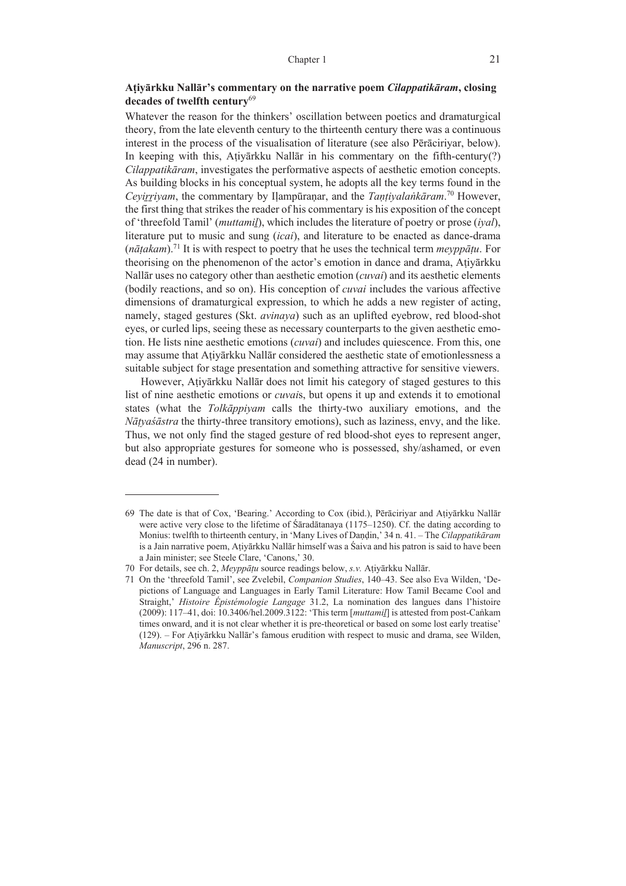**Aṭiyārkku Nallār's commentary on the narrative poem *Cilappatikāram*, closing decades of twelfth century**[69]

Whatever the reason for the thinkers' oscillation between poetics and dramaturgical theory, from the late eleventh century to the thirteenth century there was a continuous interest in the process of the visualisation of literature (see also Pērāciriyar, below). In keeping with this, Aṭiyārkku Nallār in his commentary on the fifth-century(?) *Cilappatikāram*, investigates the performative aspects of aesthetic emotion concepts. As building blocks in his conceptual system, he adopts all the key terms found in the *Ceyiṟṟiyam*, the commentary by Iḷampūraṇar, and the *Taṇṭiyalaṅkāram*.[70] However, the first thing that strikes the reader of his commentary is his exposition of the concept of 'threefold Tamil' (*muttamiḻ*), which includes the literature of poetry or prose (*iyal*), literature put to music and sung (*icai*), and literature to be enacted as dance-drama (*nāṭakam*).[71] It is with respect to poetry that he uses the technical term *meyppāṭu*. For theorising on the phenomenon of the actor's emotion in dance and drama, Aṭiyārkku Nallār uses no category other than aesthetic emotion (*cuvai*) and its aesthetic elements (bodily reactions, and so on). His conception of *cuvai* includes the various affective dimensions of dramaturgical expression, to which he adds a new register of acting, namely, staged gestures (Skt. *avinaya*) such as an uplifted eyebrow, red blood-shot eyes, or curled lips, seeing these as necessary counterparts to the given aesthetic emotion. He lists nine aesthetic emotions (*cuvai*) and includes quiescence. From this, one may assume that Aṭiyārkku Nallār considered the aesthetic state of emotionlessness a suitable subject for stage presentation and something attractive for sensitive viewers.

However, Aṭiyārkku Nallār does not limit his category of staged gestures to this list of nine aesthetic emotions or *cuvai*s, but opens it up and extends it to emotional states (what the *Tolkāppiyam* calls the thirty-two auxiliary emotions, and the *Nāṭyaśāstra* the thirty-three transitory emotions), such as laziness, envy, and the like. Thus, we not only find the staged gesture of red blood-shot eyes to represent anger, but also appropriate gestures for someone who is possessed, shy/ashamed, or even dead (24 in number).

---

69 The date is that of Cox, 'Bearing.' According to Cox (ibid.), Pērāciriyar and Aṭiyārkku Nallār were active very close to the lifetime of Śāradātanaya (1175–1250). Cf. the dating according to Monius: twelfth to thirteenth century, in 'Many Lives of Daṇḍin,' 34 n. 41. – The *Cilappatikāram* is a Jain narrative poem, Aṭiyārkku Nallār himself was a Śaiva and his patron is said to have been a Jain minister; see Steele Clare, 'Canons,' 30.

70 For details, see ch. 2, *Meyppāṭu* source readings below, *s.v.* Aṭiyārkku Nallār.

71 On the 'threefold Tamil', see Zvelebil, *Companion Studies*, 140–43. See also Eva Wilden, 'Depictions of Language and Languages in Early Tamil Literature: How Tamil Became Cool and Straight,' *Histoire Épistémologie Langage* 31.2, La nomination des langues dans l'histoire (2009): 117–41, doi: 10.3406/hel.2009.3122: 'This term [*muttamiḻ*] is attested from post-Caṅkam times onward, and it is not clear whether it is pre-theoretical or based on some lost early treatise' (129). – For Aṭiyārkku Nallār's famous erudition with respect to music and drama, see Wilden, *Manuscript*, 296 n. 287.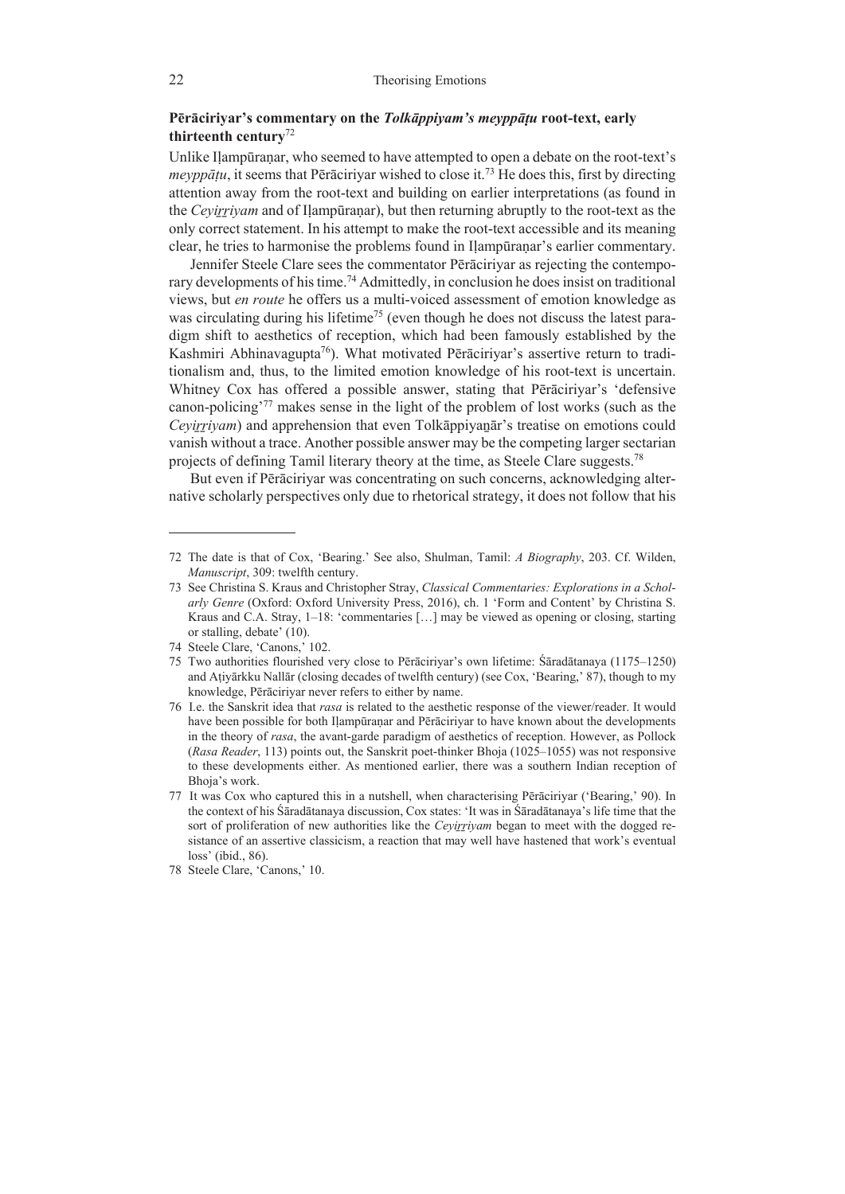### Pērāciriyar's commentary on the *Tolkāppiyam's meyppāṭu* root-text, early thirteenth century[72]

Unlike Iḷampūraṇar, who seemed to have attempted to open a debate on the root-text's *meyppāṭu*, it seems that Pērāciriyar wished to close it.[73] He does this, first by directing attention away from the root-text and building on earlier interpretations (as found in the *Ceyiṟṟiyam* and of Iḷampūraṇar), but then returning abruptly to the root-text as the only correct statement. In his attempt to make the root-text accessible and its meaning clear, he tries to harmonise the problems found in Iḷampūraṇar's earlier commentary.

Jennifer Steele Clare sees the commentator Pērāciriyar as rejecting the contemporary developments of his time.[74] Admittedly, in conclusion he does insist on traditional views, but *en route* he offers us a multi-voiced assessment of emotion knowledge as was circulating during his lifetime[75] (even though he does not discuss the latest paradigm shift to aesthetics of reception, which had been famously established by the Kashmiri Abhinavagupta[76]). What motivated Pērāciriyar's assertive return to traditionalism and, thus, to the limited emotion knowledge of his root-text is uncertain. Whitney Cox has offered a possible answer, stating that Pērāciriyar's 'defensive canon-policing'[77] makes sense in the light of the problem of lost works (such as the *Ceyiṟṟiyam*) and apprehension that even Tolkāppiyaṉār's treatise on emotions could vanish without a trace. Another possible answer may be the competing larger sectarian projects of defining Tamil literary theory at the time, as Steele Clare suggests.[78]

But even if Pērāciriyar was concentrating on such concerns, acknowledging alternative scholarly perspectives only due to rhetorical strategy, it does not follow that his

---

72 The date is that of Cox, 'Bearing.' See also, Shulman, Tamil: *A Biography*, 203. Cf. Wilden, *Manuscript*, 309: twelfth century.

73 See Christina S. Kraus and Christopher Stray, *Classical Commentaries: Explorations in a Scholarly Genre* (Oxford: Oxford University Press, 2016), ch. 1 'Form and Content' by Christina S. Kraus and C.A. Stray, 1–18: 'commentaries […] may be viewed as opening or closing, starting or stalling, debate' (10).

74 Steele Clare, 'Canons,' 102.

75 Two authorities flourished very close to Pērāciriyar's own lifetime: Śāradātanaya (1175–1250) and Aṭiyārkku Nallār (closing decades of twelfth century) (see Cox, 'Bearing,' 87), though to my knowledge, Pērāciriyar never refers to either by name.

76 I.e. the Sanskrit idea that *rasa* is related to the aesthetic response of the viewer/reader. It would have been possible for both Iḷampūraṇar and Pērāciriyar to have known about the developments in the theory of *rasa*, the avant-garde paradigm of aesthetics of reception. However, as Pollock (*Rasa Reader*, 113) points out, the Sanskrit poet-thinker Bhoja (1025–1055) was not responsive to these developments either. As mentioned earlier, there was a southern Indian reception of Bhoja's work.

77 It was Cox who captured this in a nutshell, when characterising Pērāciriyar ('Bearing,' 90). In the context of his Śāradātanaya discussion, Cox states: 'It was in Śāradātanaya's life time that the sort of proliferation of new authorities like the *Ceyiṟṟiyam* began to meet with the dogged resistance of an assertive classicism, a reaction that may well have hastened that work's eventual loss' (ibid., 86).

78 Steele Clare, 'Canons,' 10.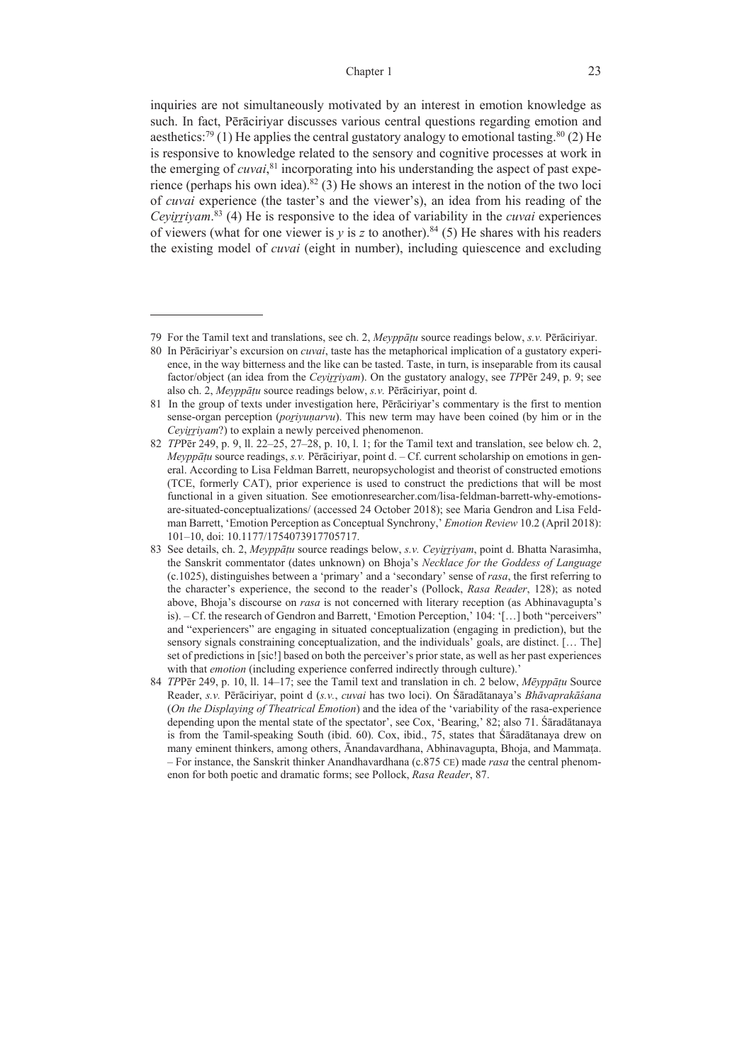inquiries are not simultaneously motivated by an interest in emotion knowledge as such. In fact, Pērāciriyar discusses various central questions regarding emotion and aesthetics:[79] (1) He applies the central gustatory analogy to emotional tasting.[80] (2) He is responsive to knowledge related to the sensory and cognitive processes at work in the emerging of *cuvai*,[81] incorporating into his understanding the aspect of past experience (perhaps his own idea).[82] (3) He shows an interest in the notion of the two loci of *cuvai* experience (the taster's and the viewer's), an idea from his reading of the *Ceyiṟṟiyam*.[83] (4) He is responsive to the idea of variability in the *cuvai* experiences of viewers (what for one viewer is *y* is *z* to another).[84] (5) He shares with his readers the existing model of *cuvai* (eight in number), including quiescence and excluding

---

79 For the Tamil text and translations, see ch. 2, *Meyppāṭu* source readings below, *s.v.* Pērāciriyar.

80 In Pērāciriyar's excursion on *cuvai*, taste has the metaphorical implication of a gustatory experience, in the way bitterness and the like can be tasted. Taste, in turn, is inseparable from its causal factor/object (an idea from the *Ceyiṟṟiyam*). On the gustatory analogy, see *TP*Pēr 249, p. 9; see also ch. 2, *Meyppāṭu* source readings below, *s.v.* Pērāciriyar, point d.

81 In the group of texts under investigation here, Pērāciriyar's commentary is the first to mention sense-organ perception (*poṟiyuṇarvu*). This new term may have been coined (by him or in the *Ceyiṟṟiyam*?) to explain a newly perceived phenomenon.

82 *TP*Pēr 249, p. 9, ll. 22–25, 27–28, p. 10, l. 1; for the Tamil text and translation, see below ch. 2, *Meyppāṭu* source readings, *s.v.* Pērāciriyar, point d. – Cf. current scholarship on emotions in general. According to Lisa Feldman Barrett, neuropsychologist and theorist of constructed emotions (TCE, formerly CAT), prior experience is used to construct the predictions that will be most functional in a given situation. See emotionresearcher.com/lisa-feldman-barrett-why-emotions-are-situated-conceptualizations/ (accessed 24 October 2018); see Maria Gendron and Lisa Feldman Barrett, 'Emotion Perception as Conceptual Synchrony,' *Emotion Review* 10.2 (April 2018): 101–10, doi: 10.1177/1754073917705717.

83 See details, ch. 2, *Meyppāṭu* source readings below, *s.v. Ceyiṟṟiyam*, point d. Bhatta Narasimha, the Sanskrit commentator (dates unknown) on Bhoja's *Necklace for the Goddess of Language* (c.1025), distinguishes between a 'primary' and a 'secondary' sense of *rasa*, the first referring to the character's experience, the second to the reader's (Pollock, *Rasa Reader*, 128); as noted above, Bhoja's discourse on *rasa* is not concerned with literary reception (as Abhinavagupta's is). – Cf. the research of Gendron and Barrett, 'Emotion Perception,' 104: '[…] both "perceivers" and "experiencers" are engaging in situated conceptualization (engaging in prediction), but the sensory signals constraining conceptualization, and the individuals' goals, are distinct. [… The] set of predictions in [sic!] based on both the perceiver's prior state, as well as her past experiences with that *emotion* (including experience conferred indirectly through culture).'

84 *TP*Pēr 249, p. 10, ll. 14–17; see the Tamil text and translation in ch. 2 below, *Mēyppāṭu* Source Reader, *s.v.* Pērāciriyar, point d (*s.v.*, *cuvai* has two loci). On Śāradātanaya's *Bhāvaprakāśana* (*On the Displaying of Theatrical Emotion*) and the idea of the 'variability of the rasa-experience depending upon the mental state of the spectator', see Cox, 'Bearing,' 82; also 71. Śāradātanaya is from the Tamil-speaking South (ibid. 60). Cox, ibid., 75, states that Śāradātanaya drew on many eminent thinkers, among others, Ānandavardhana, Abhinavagupta, Bhoja, and Mammaṭa. – For instance, the Sanskrit thinker Anandhavardhana (c.875 CE) made *rasa* the central phenomenon for both poetic and dramatic forms; see Pollock, *Rasa Reader*, 87.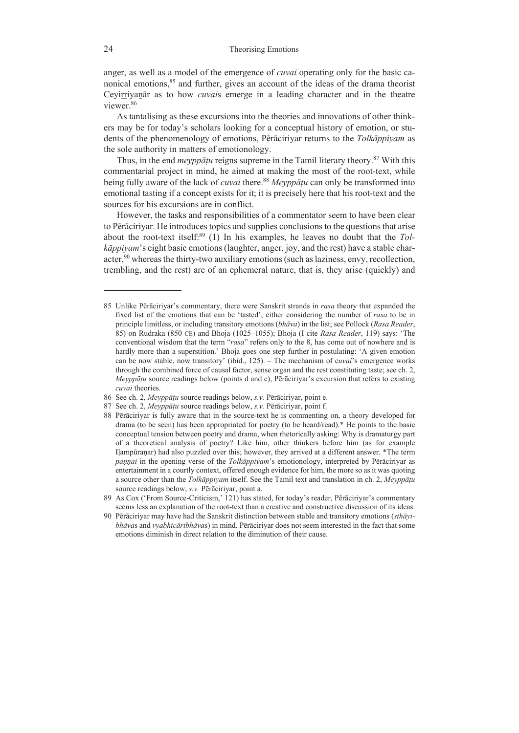anger, as well as a model of the emergence of *cuvai* operating only for the basic canonical emotions,[85] and further, gives an account of the ideas of the drama theorist Ceyiṟṟiyaṉār as to how *cuvai*s emerge in a leading character and in the theatre viewer.[86]

As tantalising as these excursions into the theories and innovations of other thinkers may be for today's scholars looking for a conceptual history of emotion, or students of the phenomenology of emotions, Pērāciriyar returns to the *Tolkāppiyam* as the sole authority in matters of emotionology.

Thus, in the end *meyppāṭu* reigns supreme in the Tamil literary theory.[87] With this commentarial project in mind, he aimed at making the most of the root-text, while being fully aware of the lack of *cuvai* there.[88] *Meyppāṭu* can only be transformed into emotional tasting if a concept exists for it; it is precisely here that his root-text and the sources for his excursions are in conflict.

However, the tasks and responsibilities of a commentator seem to have been clear to Pērāciriyar. He introduces topics and supplies conclusions to the questions that arise about the root-text itself:[89] (1) In his examples, he leaves no doubt that the *Tolkāppiyam*'s eight basic emotions (laughter, anger, joy, and the rest) have a stable character,[90] whereas the thirty-two auxiliary emotions (such as laziness, envy, recollection, trembling, and the rest) are of an ephemeral nature, that is, they arise (quickly) and

---

85 Unlike Pērāciriyar's commentary, there were Sanskrit strands in *rasa* theory that expanded the fixed list of the emotions that can be 'tasted', either considering the number of *rasa* to be in principle limitless, or including transitory emotions (*bhāva*) in the list; see Pollock (*Rasa Reader*, 85) on Rudraka (850 CE) and Bhoja (1025–1055); Bhoja (I cite *Rasa Reader*, 119) says: 'The conventional wisdom that the term "*rasa*" refers only to the 8, has come out of nowhere and is hardly more than a superstition.' Bhoja goes one step further in postulating: 'A given emotion can be now stable, now transitory' (ibid., 125). – The mechanism of c*uvai*'s emergence works through the combined force of causal factor, sense organ and the rest constituting taste; see ch. 2, *Meyppāṭu* source readings below (points d and e), Pērāciriyar's excursion that refers to existing *cuvai* theories.

86 See ch. 2, *Meyppāṭu* source readings below, *s.v.* Pērāciriyar, point e.

87 See ch. 2, *Meyppāṭu* source readings below, *s.v.* Pērāciriyar, point f.

88 Pērāciriyar is fully aware that in the source-text he is commenting on, a theory developed for drama (to be seen) has been appropriated for poetry (to be heard/read).* He points to the basic conceptual tension between poetry and drama, when rhetorically asking: Why is dramaturgy part of a theoretical analysis of poetry? Like him, other thinkers before him (as for example Iḷampūraṇar) had also puzzled over this; however, they arrived at a different answer. *The term *paṇṇai* in the opening verse of the *Tolkāppiyam*'s emotionology, interpreted by Pērāciriyar as entertainment in a courtly context, offered enough evidence for him, the more so as it was quoting a source other than the *Tolkāppiyam* itself. See the Tamil text and translation in ch. 2, *Meyppāṭu* source readings below, *s.v.* Pērāciriyar, point a.

89 As Cox ('From Source-Criticism,' 121) has stated, for today's reader, Pērāciriyar's commentary seems less an explanation of the root-text than a creative and constructive discussion of its ideas.

90 Pērāciriyar may have had the Sanskrit distinction between stable and transitory emotions (*sthāyibhāva*s and *vyabhicāribhāva*s) in mind. Pērāciriyar does not seem interested in the fact that some emotions diminish in direct relation to the diminution of their cause.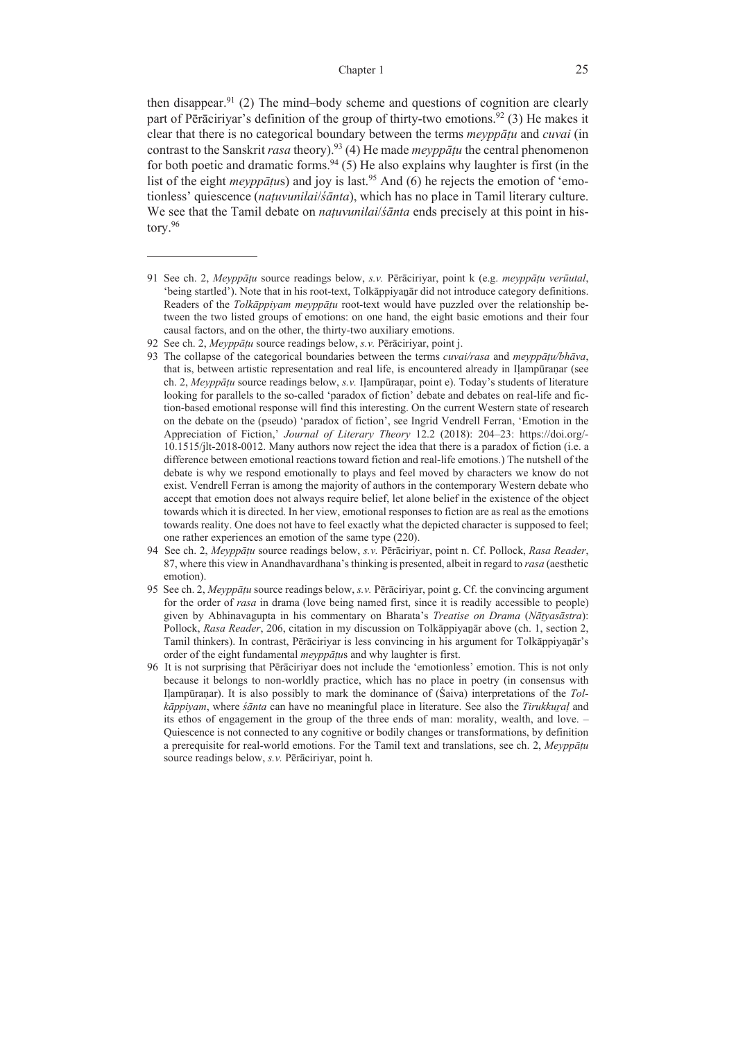then disappear.[91] (2) The mind–body scheme and questions of cognition are clearly part of Pērāciriyar's definition of the group of thirty-two emotions.[92] (3) He makes it clear that there is no categorical boundary between the terms *meyppāṭu* and *cuvai* (in contrast to the Sanskrit *rasa* theory).[93] (4) He made *meyppāṭu* the central phenomenon for both poetic and dramatic forms.[94] (5) He also explains why laughter is first (in the list of the eight *meyppāṭu*s) and joy is last.[95] And (6) he rejects the emotion of 'emotionless' quiescence (*naṭuvunilai*/*śānta*), which has no place in Tamil literary culture. We see that the Tamil debate on *naṭuvunilai*/*śānta* ends precisely at this point in history.[96]

---

91 See ch. 2, *Meyppāṭu* source readings below, *s.v.* Pērāciriyar, point k (e.g. *meyppāṭu verūutal*, 'being startled'). Note that in his root-text, Tolkāppiyaṉār did not introduce category definitions. Readers of the *Tolkāppiyam meyppāṭu* root-text would have puzzled over the relationship between the two listed groups of emotions: on one hand, the eight basic emotions and their four causal factors, and on the other, the thirty-two auxiliary emotions.

92 See ch. 2, *Meyppāṭu* source readings below, *s.v.* Pērāciriyar, point j.

93 The collapse of the categorical boundaries between the terms *cuvai/rasa* and *meyppāṭu/bhāva*, that is, between artistic representation and real life, is encountered already in Iḷampūraṇar (see ch. 2, *Meyppāṭu* source readings below, *s.v.* Iḷampūraṇar, point e). Today's students of literature looking for parallels to the so-called 'paradox of fiction' debate and debates on real-life and fiction-based emotional response will find this interesting. On the current Western state of research on the debate on the (pseudo) 'paradox of fiction', see Ingrid Vendrell Ferran, 'Emotion in the Appreciation of Fiction,' *Journal of Literary Theory* 12.2 (2018): 204–23: https://doi.org/-10.1515/jlt-2018-0012. Many authors now reject the idea that there is a paradox of fiction (i.e. a difference between emotional reactions toward fiction and real-life emotions.) The nutshell of the debate is why we respond emotionally to plays and feel moved by characters we know do not exist. Vendrell Ferran is among the majority of authors in the contemporary Western debate who accept that emotion does not always require belief, let alone belief in the existence of the object towards which it is directed. In her view, emotional responses to fiction are as real as the emotions towards reality. One does not have to feel exactly what the depicted character is supposed to feel; one rather experiences an emotion of the same type (220).

94 See ch. 2, *Meyppāṭu* source readings below, *s.v.* Pērāciriyar, point n. Cf. Pollock, *Rasa Reader*, 87, where this view in Anandhavardhana's thinking is presented, albeit in regard to *rasa* (aesthetic emotion).

95 See ch. 2, *Meyppāṭu* source readings below, *s.v.* Pērāciriyar, point g. Cf. the convincing argument for the order of *rasa* in drama (love being named first, since it is readily accessible to people) given by Abhinavagupta in his commentary on Bharata's *Treatise on Drama* (*Nāṭyasāstra*): Pollock, *Rasa Reader*, 206, citation in my discussion on Tolkāppiyaṉār above (ch. 1, section 2, Tamil thinkers). In contrast, Pērāciriyar is less convincing in his argument for Tolkāppiyaṉār's order of the eight fundamental *meyppāṭu*s and why laughter is first.

96 It is not surprising that Pērāciriyar does not include the 'emotionless' emotion. This is not only because it belongs to non-worldly practice, which has no place in poetry (in consensus with Iḷampūraṇar). It is also possibly to mark the dominance of (Śaiva) interpretations of the *Tolkāppiyam*, where *śānta* can have no meaningful place in literature. See also the *Tirukkuṟaḷ* and its ethos of engagement in the group of the three ends of man: morality, wealth, and love. – Quiescence is not connected to any cognitive or bodily changes or transformations, by definition a prerequisite for real-world emotions. For the Tamil text and translations, see ch. 2, *Meyppāṭu* source readings below, *s.v.* Pērāciriyar, point h.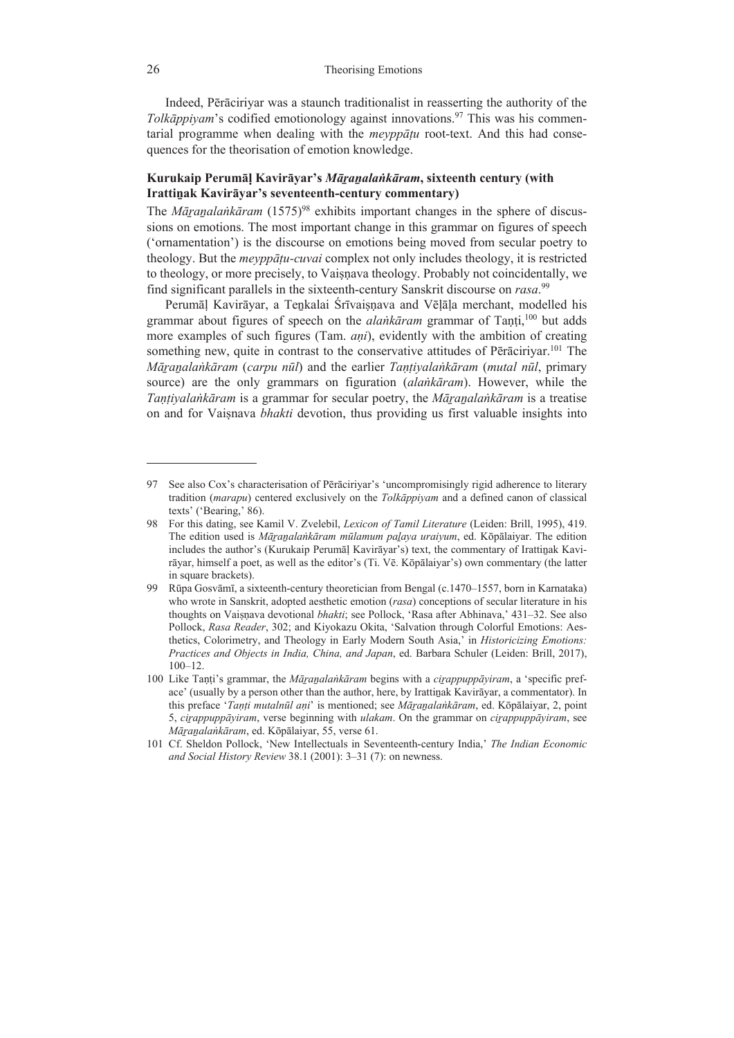Indeed, Pērāciriyar was a staunch traditionalist in reasserting the authority of the *Tolkāppiyam*'s codified emotionology against innovations.[97] This was his commentarial programme when dealing with the *meyppāṭu* root-text. And this had consequences for the theorisation of emotion knowledge.

### Kurukaip Perumāḷ Kavirāyar's *Māṟaṉalaṅkāram*, sixteenth century (with Irattiṉak Kavirāyar's seventeenth-century commentary)

The *Māṟaṉalaṅkāram* (1575)[98] exhibits important changes in the sphere of discussions on emotions. The most important change in this grammar on figures of speech ('ornamentation') is the discourse on emotions being moved from secular poetry to theology. But the *meyppāṭu-cuvai* complex not only includes theology, it is restricted to theology, or more precisely, to Vaiṣṇava theology. Probably not coincidentally, we find significant parallels in the sixteenth-century Sanskrit discourse on *rasa*.[99]

Perumāḷ Kavirāyar, a Teṉkalai Śrīvaiṣṇava and Vēḷāḷa merchant, modelled his grammar about figures of speech on the *alaṅkāram* grammar of Taṇṭi,[100] but adds more examples of such figures (Tam. *aṇi*), evidently with the ambition of creating something new, quite in contrast to the conservative attitudes of Pērāciriyar.[101] The *Māṟaṉalaṅkāram* (*carpu nūl*) and the earlier *Taṇṭiyalaṅkāram* (*mutal nūl*, primary source) are the only grammars on figuration (*alaṅkāram*). However, while the *Taṇṭiyalaṅkāram* is a grammar for secular poetry, the *Māṟaṉalaṅkāram* is a treatise on and for Vaiṣṇava *bhakti* devotion, thus providing us first valuable insights into

---

97 See also Cox's characterisation of Pērāciriyar's 'uncompromisingly rigid adherence to literary tradition (*marapu*) centered exclusively on the *Tolkāppiyam* and a defined canon of classical texts' ('Bearing,' 86).

98 For this dating, see Kamil V. Zvelebil, *Lexicon of Tamil Literature* (Leiden: Brill, 1995), 419. The edition used is *Māṟaṉalaṅkāram mūlamum paḻaya uraiyum*, ed. Kōpālaiyar. The edition includes the author's (Kurukaip Perumāḷ Kavirāyar's) text, the commentary of Irattiṉak Kavirāyar, himself a poet, as well as the editor's (Ti. Vē. Kōpālaiyar's) own commentary (the latter in square brackets).

99 Rūpa Gosvāmī, a sixteenth-century theoretician from Bengal (c.1470–1557, born in Karnataka) who wrote in Sanskrit, adopted aesthetic emotion (*rasa*) conceptions of secular literature in his thoughts on Vaiṣṇava devotional *bhakti*; see Pollock, 'Rasa after Abhinava,' 431–32. See also Pollock, *Rasa Reader*, 302; and Kiyokazu Okita, 'Salvation through Colorful Emotions: Aesthetics, Colorimetry, and Theology in Early Modern South Asia,' in *Historicizing Emotions: Practices and Objects in India, China, and Japan*, ed. Barbara Schuler (Leiden: Brill, 2017), 100–12.

100 Like Taṇṭi's grammar, the *Māṟaṉalaṅkāram* begins with a *ciṟappuppāyiram*, a 'specific preface' (usually by a person other than the author, here, by Irattiṉak Kavirāyar, a commentator). In this preface '*Taṇṭi mutalnūl aṇi*' is mentioned; see *Māṟaṉalaṅkāram*, ed. Kōpālaiyar, 2, point 5, *ciṟappuppāyiram*, verse beginning with *ulakam*. On the grammar on *ciṟappuppāyiram*, see *Māṟaṉalaṅkāram*, ed. Kōpālaiyar, 55, verse 61.

101 Cf. Sheldon Pollock, 'New Intellectuals in Seventeenth-century India,' *The Indian Economic and Social History Review* 38.1 (2001): 3–31 (7): on newness.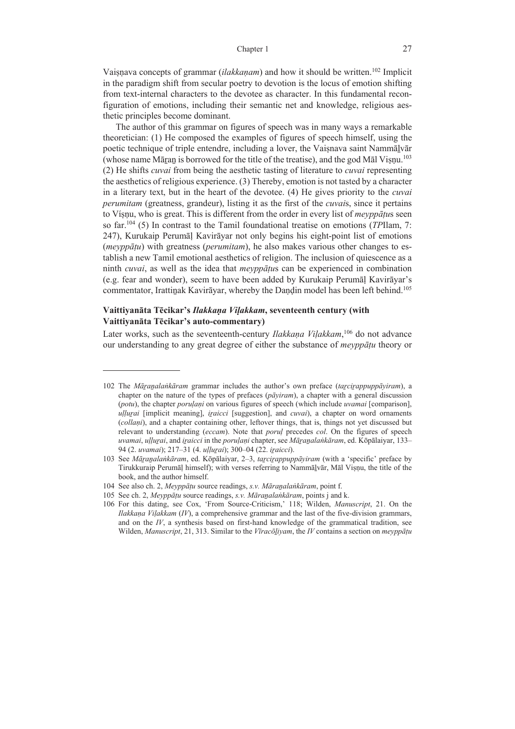Vaiṣṇava concepts of grammar (*ilakkaṇam*) and how it should be written.[102] Implicit in the paradigm shift from secular poetry to devotion is the locus of emotion shifting from text-internal characters to the devotee as character. In this fundamental reconfiguration of emotions, including their semantic net and knowledge, religious aesthetic principles become dominant.

The author of this grammar on figures of speech was in many ways a remarkable theoretician: (1) He composed the examples of figures of speech himself, using the poetic technique of triple entendre, including a lover, the Vaiṣṇava saint Nammāḻvār (whose name Māṟaṉ is borrowed for the title of the treatise), and the god Māl Viṣṇu.[103] (2) He shifts *cuvai* from being the aesthetic tasting of literature to *cuvai* representing the aesthetics of religious experience. (3) Thereby, emotion is not tasted by a character in a literary text, but in the heart of the devotee. (4) He gives priority to the *cuvai perumitam* (greatness, grandeur), listing it as the first of the *cuvai*s, since it pertains to Víṣṇu, who is great. This is different from the order in every list of *meyppāṭu*s seen so far.[104] (5) In contrast to the Tamil foundational treatise on emotions (*TP*Ilam, 7: 247), Kurukaip Perumāḷ Kavirāyar not only begins his eight-point list of emotions (*meyppāṭu*) with greatness (*perumitam*), he also makes various other changes to establish a new Tamil emotional aesthetics of religion. The inclusion of quiescence as a ninth *cuvai*, as well as the idea that *meyppāṭu*s can be experienced in combination (e.g. fear and wonder), seem to have been added by Kurukaip Perumāḷ Kavirāyar's commentator, Irattiṉak Kavirāyar, whereby the Daṇḍin model has been left behind.[105]

### Vaittiyanāta Tēcikar's *Ilakkaṇa Viḷakkam*, seventeenth century (with Vaittiyanāta Tēcikar's auto-commentary)

Later works, such as the seventeenth-century *Ilakkaṇa Viḷakkam*,[106] do not advance our understanding to any great degree of either the substance of *meyppāṭu* theory or

---

102 The *Māṟaṉalaṅkāram* grammar includes the author's own preface (*taṟciṟappuppāyiram*), a chapter on the nature of the types of prefaces (*pāyiram*), a chapter with a general discussion (*potu*), the chapter *poruḷaṇi* on various figures of speech (which include *uvamai* [comparison], *uḷḷuṟai* [implicit meaning], *iṟaicci* [suggestion], and *cuvai*), a chapter on word ornaments (*collaṇi*), and a chapter containing other, leftover things, that is, things not yet discussed but relevant to understanding (*eccam*). Note that *poruḷ* precedes *col*. On the figures of speech *uvamai*, *uḷḷuṟai*, and *iṟaicci* in the *poruḷaṇi* chapter, see *Māṟaṉalaṅkāram*, ed. Kōpālaiyar, 133–94 (2. *uvamai*); 217–31 (4. *uḷḷuṟai*); 300–04 (22. *iṟaicci*).

103 See *Māṟaṉalaṅkāram*, ed. Kōpālaiyar, 2–3, *taṟciṟappuppāyiram* (with a 'specific' preface by Tirukkuraip Perumāḷ himself); with verses referring to Nammāḻvār, Māl Viṣṇu, the title of the book, and the author himself.

104 See also ch. 2, *Meyppāṭu* source readings, *s.v. Māṟaṉalaṅkāram*, point f.

105 See ch. 2, *Meyppāṭu* source readings, *s.v. Māṟaṉalaṅkāram*, points j and k.

106 For this dating, see Cox, 'From Source-Criticism,' 118; Wilden, *Manuscript*, 21. On the *Ilakkaṇa Viḷakkam* (*IV*), a comprehensive grammar and the last of the five-division grammars, and on the *IV*, a synthesis based on first-hand knowledge of the grammatical tradition, see Wilden, *Manuscript*, 21, 313. Similar to the *Vīracōḻiyam*, the *IV* contains a section on *meyppāṭu*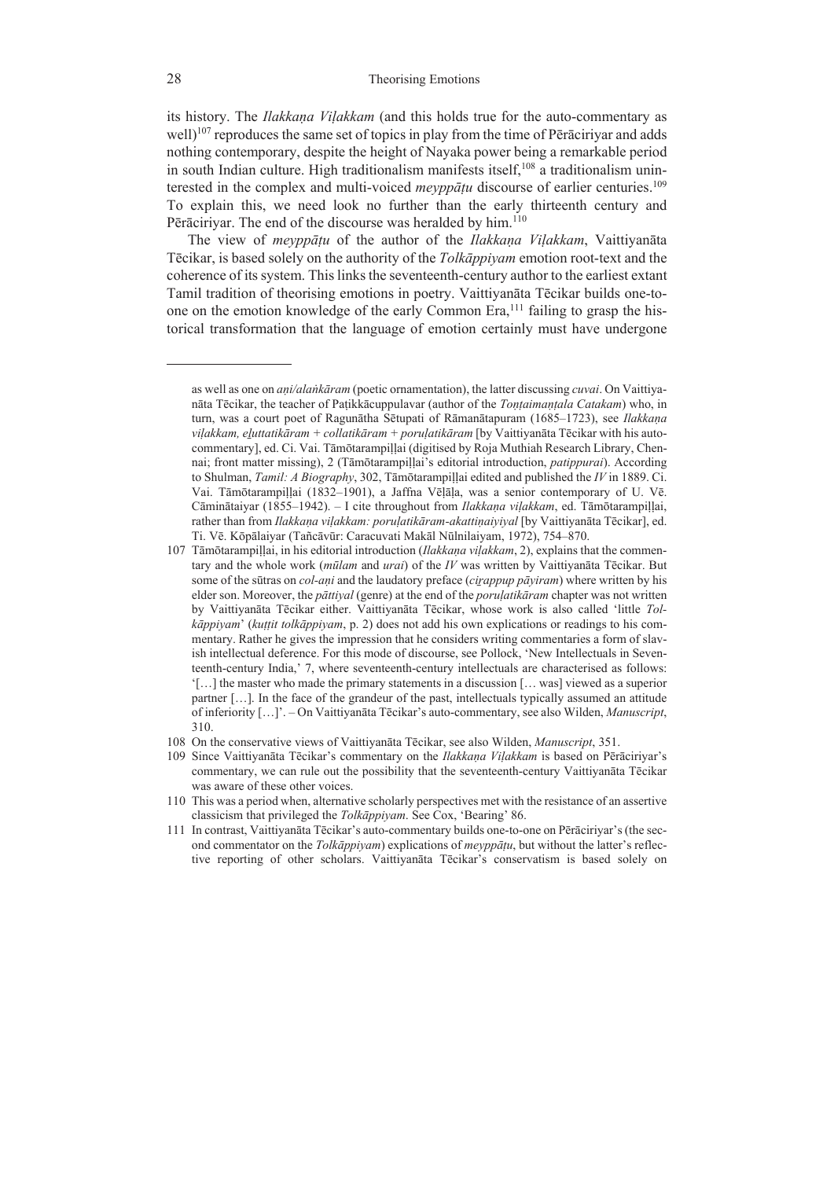its history. The *Ilakkaṇa Viḷakkam* (and this holds true for the auto-commentary as well)[107] reproduces the same set of topics in play from the time of Pērāciriyar and adds nothing contemporary, despite the height of Nayaka power being a remarkable period in south Indian culture. High traditionalism manifests itself,[108] a traditionalism uninterested in the complex and multi-voiced *meyppāṭu* discourse of earlier centuries.[109] To explain this, we need look no further than the early thirteenth century and Pērāciriyar. The end of the discourse was heralded by him.[110]

The view of *meyppāṭu* of the author of the *Ilakkaṇa Viḷakkam*, Vaittiyanāta Tēcikar, is based solely on the authority of the *Tolkāppiyam* emotion root-text and the coherence of its system. This links the seventeenth-century author to the earliest extant Tamil tradition of theorising emotions in poetry. Vaittiyanāta Tēcikar builds one-to-one on the emotion knowledge of the early Common Era,[111] failing to grasp the historical transformation that the language of emotion certainly must have undergone

---

as well as one on *aṇi/alaṅkāram* (poetic ornamentation), the latter discussing *cuvai*. On Vaittiyanāta Tēcikar, the teacher of Paṭikkācuppulavar (author of the *Toṇṭaimaṇṭala Catakam*) who, in turn, was a court poet of Ragunātha Sētupati of Rāmanātapuram (1685–1723), see *Ilakkaṇa viḷakkam, eḻuttatikāram + collatikāram + poruḷatikāram* [by Vaittiyanāta Tēcikar with his auto-commentary], ed. Ci. Vai. Tāmōtarampiḷḷai (digitised by Roja Muthiah Research Library, Chennai; front matter missing), 2 (Tāmōtarampiḷḷai's editorial introduction, *patippurai*). According to Shulman, *Tamil: A Biography*, 302, Tāmōtarampiḷḷai edited and published the *IV* in 1889. Ci. Vai. Tāmōtarampiḷḷai (1832–1901), a Jaffna Vēḷāḷa, was a senior contemporary of U. Vē. Cāminātaiyar (1855–1942). – I cite throughout from *Ilakkaṇa viḷakkam*, ed. Tāmōtarampiḷḷai, rather than from *Ilakkaṇa viḷakkam: poruḷatikāram-akattiṇaiyiyal* [by Vaittiyanāta Tēcikar], ed. Ti. Vē. Kōpālaiyar (Tañcāvūr: Caracuvati Makāl Nūlnilaiyam, 1972), 754–870.

107 Tāmōtarampiḷḷai, in his editorial introduction (*Ilakkaṇa viḷakkam*, 2), explains that the commentary and the whole work (*mūlam* and *urai*) of the *IV* was written by Vaittiyanāta Tēcikar. But some of the sūtras on *col-aṇi* and the laudatory preface (*ciṟappup pāyiram*) where written by his elder son. Moreover, the *pāttiyal* (genre) at the end of the *poruḷatikāram* chapter was not written by Vaittiyanāta Tēcikar either. Vaittiyanāta Tēcikar, whose work is also called 'little *Tolkāppiyam*' (*kuṭṭit tolkāppiyam*, p. 2) does not add his own explications or readings to his commentary. Rather he gives the impression that he considers writing commentaries a form of slavish intellectual deference. For this mode of discourse, see Pollock, 'New Intellectuals in Seventeenth-century India,' 7, where seventeenth-century intellectuals are characterised as follows: '[…] the master who made the primary statements in a discussion [… was] viewed as a superior partner […]. In the face of the grandeur of the past, intellectuals typically assumed an attitude of inferiority […]'. – On Vaittiyanāta Tēcikar's auto-commentary, see also Wilden, *Manuscript*, 310.

108 On the conservative views of Vaittiyanāta Tēcikar, see also Wilden, *Manuscript*, 351.

109 Since Vaittiyanāta Tēcikar's commentary on the *Ilakkaṇa Viḷakkam* is based on Pērāciriyar's commentary, we can rule out the possibility that the seventeenth-century Vaittiyanāta Tēcikar was aware of these other voices.

110 This was a period when, alternative scholarly perspectives met with the resistance of an assertive classicism that privileged the *Tolkāppiyam*. See Cox, 'Bearing' 86.

111 In contrast, Vaittiyanāta Tēcikar's auto-commentary builds one-to-one on Pērāciriyar's (the second commentator on the *Tolkāppiyam*) explications of *meyppāṭu*, but without the latter's reflective reporting of other scholars. Vaittiyanāta Tēcikar's conservatism is based solely on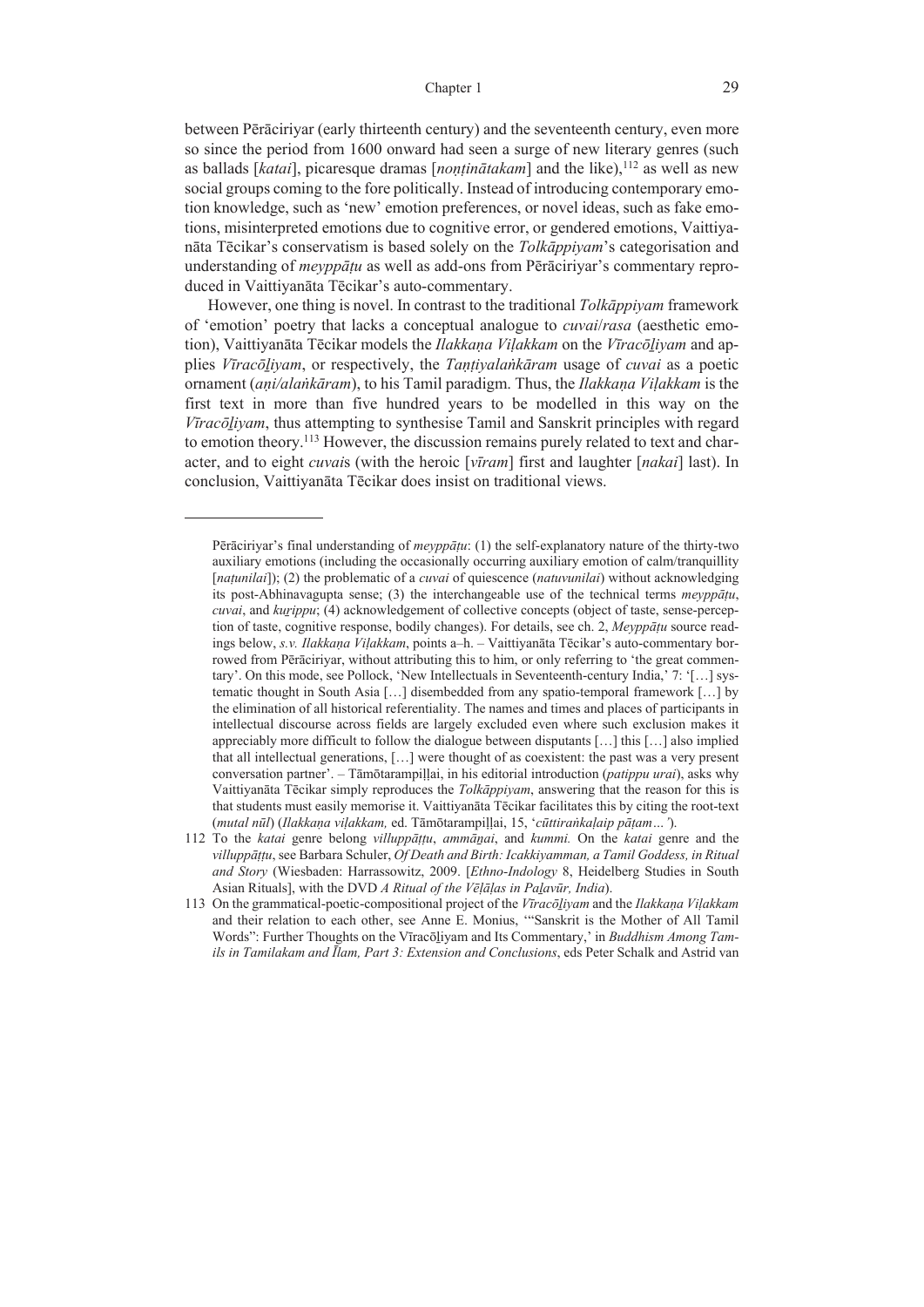between Pērāciriyar (early thirteenth century) and the seventeenth century, even more so since the period from 1600 onward had seen a surge of new literary genres (such as ballads [*katai*], picaresque dramas [*noṇṭinātakam*] and the like),[112] as well as new social groups coming to the fore politically. Instead of introducing contemporary emotion knowledge, such as 'new' emotion preferences, or novel ideas, such as fake emotions, misinterpreted emotions due to cognitive error, or gendered emotions, Vaittiyanāta Tēcikar's conservatism is based solely on the *Tolkāppiyam*'s categorisation and understanding of *meyppāṭu* as well as add-ons from Pērāciriyar's commentary reproduced in Vaittiyanāta Tēcikar's auto-commentary.

However, one thing is novel. In contrast to the traditional *Tolkāppiyam* framework of 'emotion' poetry that lacks a conceptual analogue to *cuvai*/*rasa* (aesthetic emotion), Vaittiyanāta Tēcikar models the *Ilakkaṇa Viḷakkam* on the *Vīracōḻiyam* and applies *Vīracōḻiyam*, or respectively, the *Taṇṭiyalaṅkāram* usage of *cuvai* as a poetic ornament (*aṇi/alaṅkāram*), to his Tamil paradigm. Thus, the *Ilakkaṇa Viḷakkam* is the first text in more than five hundred years to be modelled in this way on the *Vīracōḻiyam*, thus attempting to synthesise Tamil and Sanskrit principles with regard to emotion theory.[113] However, the discussion remains purely related to text and character, and to eight *cuvai*s (with the heroic [*vīram*] first and laughter [*nakai*] last). In conclusion, Vaittiyanāta Tēcikar does insist on traditional views.

---

Pērāciriyar's final understanding of *meyppāṭu*: (1) the self-explanatory nature of the thirty-two auxiliary emotions (including the occasionally occurring auxiliary emotion of calm/tranquillity [*naṭunilai*]); (2) the problematic of a *cuvai* of quiescence (*natuvunilai*) without acknowledging its post-Abhinavagupta sense; (3) the interchangeable use of the technical terms *meyppāṭu*, *cuvai*, and *kuṟippu*; (4) acknowledgement of collective concepts (object of taste, sense-perception of taste, cognitive response, bodily changes). For details, see ch. 2, *Meyppāṭu* source readings below, *s.v. Ilakkaṇa Viḷakkam*, points a–h. – Vaittiyanāta Tēcikar's auto-commentary borrowed from Pērāciriyar, without attributing this to him, or only referring to 'the great commentary'. On this mode, see Pollock, 'New Intellectuals in Seventeenth-century India,' 7: '[…] systematic thought in South Asia […] disembedded from any spatio-temporal framework […] by the elimination of all historical referentiality. The names and times and places of participants in intellectual discourse across fields are largely excluded even where such exclusion makes it appreciably more difficult to follow the dialogue between disputants […] this […] also implied that all intellectual generations, […] were thought of as coexistent: the past was a very present conversation partner'. – Tāmōtarampiḷḷai, in his editorial introduction (*patippu urai*), asks why Vaittiyanāta Tēcikar simply reproduces the *Tolkāppiyam*, answering that the reason for this is that students must easily memorise it. Vaittiyanāta Tēcikar facilitates this by citing the root-text (*mutal nūl*) (*Ilakkaṇa viḷakkam,* ed. Tāmōtarampiḷḷai, 15, '*cūttiraṅkaḷaip pāṭam…'*).

112 To the *katai* genre belong *villuppāṭṭu*, *ammāṉai*, and *kummi.* On the *katai* genre and the *villuppāṭṭu*, see Barbara Schuler, *Of Death and Birth: Icakkiyamman, a Tamil Goddess, in Ritual and Story* (Wiesbaden: Harrassowitz, 2009. [*Ethno-Indology* 8, Heidelberg Studies in South Asian Rituals], with the DVD *A Ritual of the Vēḷāḷas in Paḻavūr, India*).

113 On the grammatical-poetic-compositional project of the *Vīracōḻiyam* and the *Ilakkaṇa Viḷakkam* and their relation to each other, see Anne E. Monius, '"Sanskrit is the Mother of All Tamil Words": Further Thoughts on the Vīracōḻiyam and Its Commentary,' in *Buddhism Among Tamils in Tamilakam and Īlam, Part 3: Extension and Conclusions*, eds Peter Schalk and Astrid van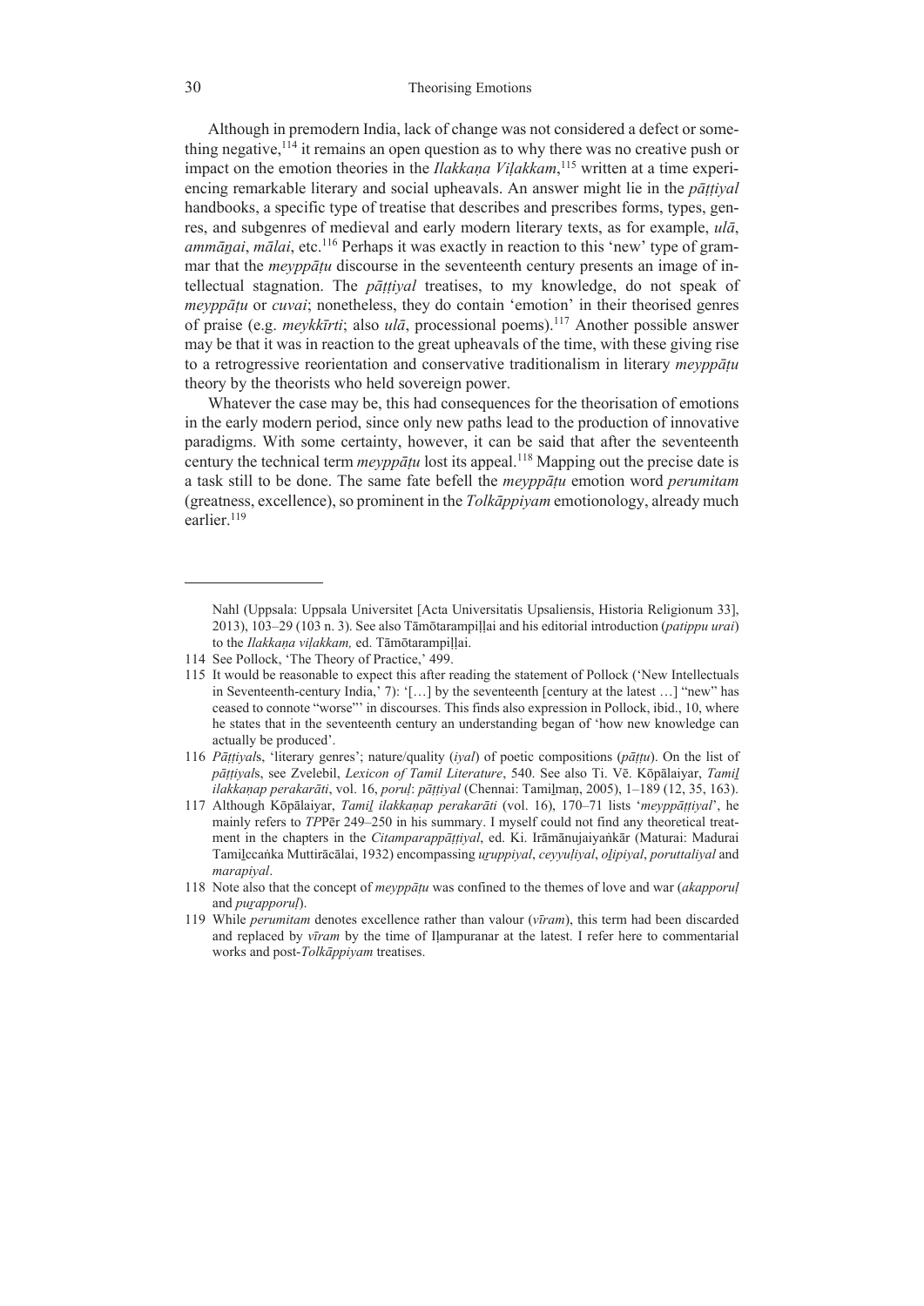Although in premodern India, lack of change was not considered a defect or something negative,[114] it remains an open question as to why there was no creative push or impact on the emotion theories in the *Ilakkaṇa Viḷakkam*,[115] written at a time experiencing remarkable literary and social upheavals. An answer might lie in the *pāṭṭiyal* handbooks, a specific type of treatise that describes and prescribes forms, types, genres, and subgenres of medieval and early modern literary texts, as for example, *ulā*, *ammāṉai*, *mālai*, etc.[116] Perhaps it was exactly in reaction to this 'new' type of grammar that the *meyppāṭu* discourse in the seventeenth century presents an image of intellectual stagnation. The *pāṭṭiyal* treatises, to my knowledge, do not speak of *meyppāṭu* or *cuvai*; nonetheless, they do contain 'emotion' in their theorised genres of praise (e.g. *meykkīrti*; also *ulā*, processional poems).[117] Another possible answer may be that it was in reaction to the great upheavals of the time, with these giving rise to a retrogressive reorientation and conservative traditionalism in literary *meyppāṭu* theory by the theorists who held sovereign power.

Whatever the case may be, this had consequences for the theorisation of emotions in the early modern period, since only new paths lead to the production of innovative paradigms. With some certainty, however, it can be said that after the seventeenth century the technical term *meyppāṭu* lost its appeal.[118] Mapping out the precise date is a task still to be done. The same fate befell the *meyppāṭu* emotion word *perumitam* (greatness, excellence), so prominent in the *Tolkāppiyam* emotionology, already much earlier.[119]

---

Nahl (Uppsala: Uppsala Universitet [Acta Universitatis Upsaliensis, Historia Religionum 33], 2013), 103–29 (103 n. 3). See also Tāmōtarampiḷḷai and his editorial introduction (*patippu urai*) to the *Ilakkaṇa viḷakkam,* ed. Tāmōtarampiḷḷai.

114 See Pollock, 'The Theory of Practice,' 499.

115 It would be reasonable to expect this after reading the statement of Pollock ('New Intellectuals in Seventeenth-century India,' 7): '[…] by the seventeenth [century at the latest …] "new" has ceased to connote "worse"' in discourses. This finds also expression in Pollock, ibid., 10, where he states that in the seventeenth century an understanding began of 'how new knowledge can actually be produced'.

116 *Pāṭṭiyal*s, 'literary genres'; nature/quality (*iyal*) of poetic compositions (*pāṭṭu*). On the list of *pāṭṭiyal*s, see Zvelebil, *Lexicon of Tamil Literature*, 540. See also Ti. Vē. Kōpālaiyar, *Tamiḻ ilakkaṇap perakarāti*, vol. 16, *poruḷ*: *pāṭṭiyal* (Chennai: Tamiḻmaṇ, 2005), 1–189 (12, 35, 163).

117 Although Kōpālaiyar, *Tamiḻ ilakkaṇap perakarāti* (vol. 16), 170–71 lists '*meyppāṭṭiyal*', he mainly refers to *TP*Pēr 249–250 in his summary. I myself could not find any theoretical treatment in the chapters in the *Citamparappāṭṭiyal*, ed. Ki. Irāmānujaiyaṅkār (Maturai: Madurai Tamiḻccaṅka Muttirācālai, 1932) encompassing *uṟuppiyal*, *ceyyuḷiyal*, *oḻipiyal*, *poruttaliyal* and *marapiyal*.

118 Note also that the concept of *meyppāṭu* was confined to the themes of love and war (*akapporuḷ* and *puṟapporuḷ*).

119 While *perumitam* denotes excellence rather than valour (*vīram*), this term had been discarded and replaced by *vīram* by the time of Iḷampuranar at the latest. I refer here to commentarial works and post-*Tolkāppiyam* treatises.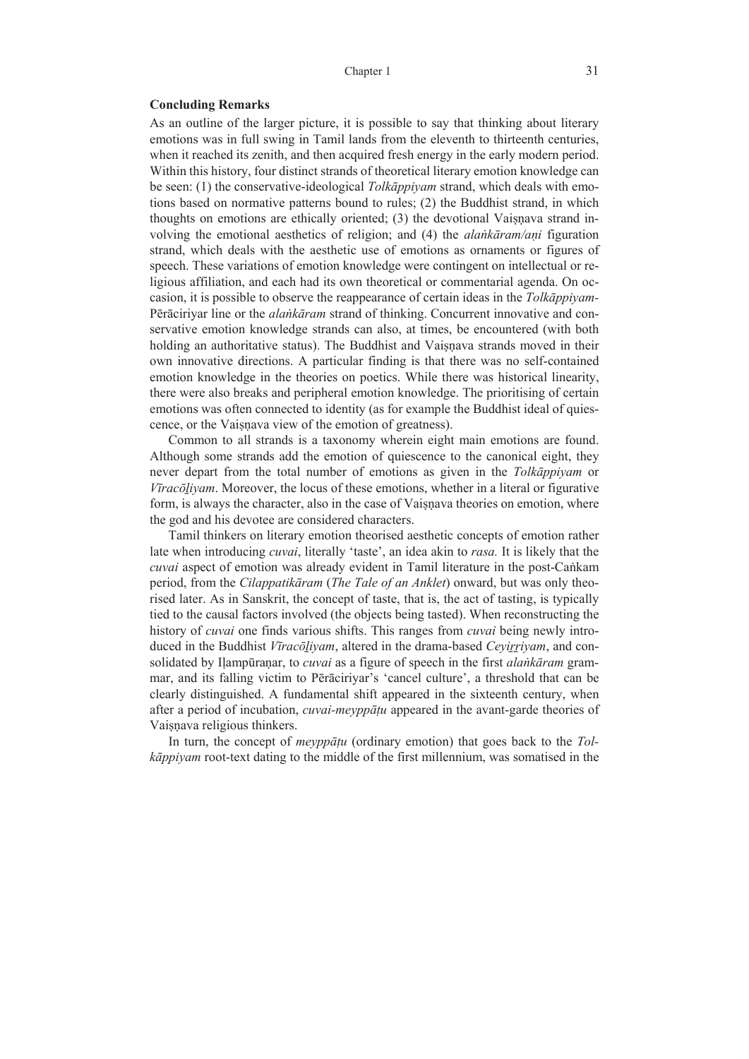**Concluding Remarks**

As an outline of the larger picture, it is possible to say that thinking about literary emotions was in full swing in Tamil lands from the eleventh to thirteenth centuries, when it reached its zenith, and then acquired fresh energy in the early modern period. Within this history, four distinct strands of theoretical literary emotion knowledge can be seen: (1) the conservative-ideological *Tolkāppiyam* strand, which deals with emotions based on normative patterns bound to rules; (2) the Buddhist strand, in which thoughts on emotions are ethically oriented; (3) the devotional Vaiṣṇava strand involving the emotional aesthetics of religion; and (4) the *alaṅkāram/aṇi* figuration strand, which deals with the aesthetic use of emotions as ornaments or figures of speech. These variations of emotion knowledge were contingent on intellectual or religious affiliation, and each had its own theoretical or commentarial agenda. On occasion, it is possible to observe the reappearance of certain ideas in the *Tolkāppiyam*-Pērāciriyar line or the *alaṅkāram* strand of thinking. Concurrent innovative and conservative emotion knowledge strands can also, at times, be encountered (with both holding an authoritative status). The Buddhist and Vaiṣṇava strands moved in their own innovative directions. A particular finding is that there was no self-contained emotion knowledge in the theories on poetics. While there was historical linearity, there were also breaks and peripheral emotion knowledge. The prioritising of certain emotions was often connected to identity (as for example the Buddhist ideal of quiescence, or the Vaiṣṇava view of the emotion of greatness).

Common to all strands is a taxonomy wherein eight main emotions are found. Although some strands add the emotion of quiescence to the canonical eight, they never depart from the total number of emotions as given in the *Tolkāppiyam* or *Vīracōḻiyam*. Moreover, the locus of these emotions, whether in a literal or figurative form, is always the character, also in the case of Vaiṣṇava theories on emotion, where the god and his devotee are considered characters.

Tamil thinkers on literary emotion theorised aesthetic concepts of emotion rather late when introducing *cuvai*, literally 'taste', an idea akin to *rasa.* It is likely that the *cuvai* aspect of emotion was already evident in Tamil literature in the post-Caṅkam period, from the *Cilappatikāram* (*The Tale of an Anklet*) onward, but was only theorised later. As in Sanskrit, the concept of taste, that is, the act of tasting, is typically tied to the causal factors involved (the objects being tasted). When reconstructing the history of *cuvai* one finds various shifts. This ranges from *cuvai* being newly introduced in the Buddhist *Vīracōḻiyam*, altered in the drama-based *Ceyiṟṟiyam*, and consolidated by Iḷampūraṇar, to *cuvai* as a figure of speech in the first *alaṅkāram* grammar, and its falling victim to Pērāciriyar's 'cancel culture', a threshold that can be clearly distinguished. A fundamental shift appeared in the sixteenth century, when after a period of incubation, *cuvai-meyppāṭu* appeared in the avant-garde theories of Vaiṣṇava religious thinkers.

In turn, the concept of *meyppāṭu* (ordinary emotion) that goes back to the *Tolkāppiyam* root-text dating to the middle of the first millennium, was somatised in the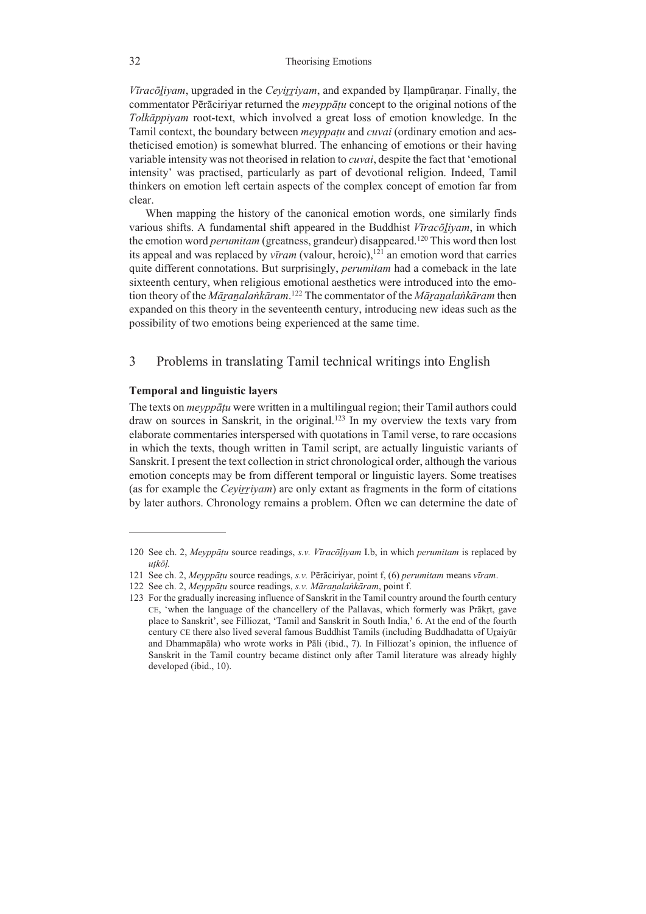*Vīracōḻiyam*, upgraded in the *Ceyiṟṟiyam*, and expanded by Iḷampūraṇar. Finally, the commentator Pērāciriyar returned the *meyppāṭu* concept to the original notions of the *Tolkāppiyam* root-text, which involved a great loss of emotion knowledge. In the Tamil context, the boundary between *meyppaṭu* and *cuvai* (ordinary emotion and aestheticised emotion) is somewhat blurred. The enhancing of emotions or their having variable intensity was not theorised in relation to *cuvai*, despite the fact that 'emotional intensity' was practised, particularly as part of devotional religion. Indeed, Tamil thinkers on emotion left certain aspects of the complex concept of emotion far from clear.

When mapping the history of the canonical emotion words, one similarly finds various shifts. A fundamental shift appeared in the Buddhist *Vīracōḻiyam*, in which the emotion word *perumitam* (greatness, grandeur) disappeared.[120] This word then lost its appeal and was replaced by *vīram* (valour, heroic),[121] an emotion word that carries quite different connotations. But surprisingly, *perumitam* had a comeback in the late sixteenth century, when religious emotional aesthetics were introduced into the emotion theory of the *Māṟaṉalaṅkāram*.[122] The commentator of the *Māṟaṉalaṅkāram* then expanded on this theory in the seventeenth century, introducing new ideas such as the possibility of two emotions being experienced at the same time.

## 3 Problems in translating Tamil technical writings into English

**Temporal and linguistic layers**

The texts on *meyppāṭu* were written in a multilingual region; their Tamil authors could draw on sources in Sanskrit, in the original.[123] In my overview the texts vary from elaborate commentaries interspersed with quotations in Tamil verse, to rare occasions in which the texts, though written in Tamil script, are actually linguistic variants of Sanskrit. I present the text collection in strict chronological order, although the various emotion concepts may be from different temporal or linguistic layers. Some treatises (as for example the *Ceyiṟṟiyam*) are only extant as fragments in the form of citations by later authors. Chronology remains a problem. Often we can determine the date of

---

120 See ch. 2, *Meyppāṭu* source readings, *s.v. Vīracōḻiyam* I.b, in which *perumitam* is replaced by *uṭkōḷ*.

121 See ch. 2, *Meyppāṭu* source readings, *s.v.* Pērāciriyar, point f, (6) *perumitam* means *vīram*.

122 See ch. 2, *Meyppāṭu* source readings, *s.v. Māṟaṉalaṅkāram*, point f.

123 For the gradually increasing influence of Sanskrit in the Tamil country around the fourth century CE, 'when the language of the chancellery of the Pallavas, which formerly was Prākṛt, gave place to Sanskrit', see Filliozat, 'Tamil and Sanskrit in South India,' 6. At the end of the fourth century CE there also lived several famous Buddhist Tamils (including Buddhadatta of Uṟaiyūr and Dhammapāla) who wrote works in Pāli (ibid., 7). In Filliozat's opinion, the influence of Sanskrit in the Tamil country became distinct only after Tamil literature was already highly developed (ibid., 10).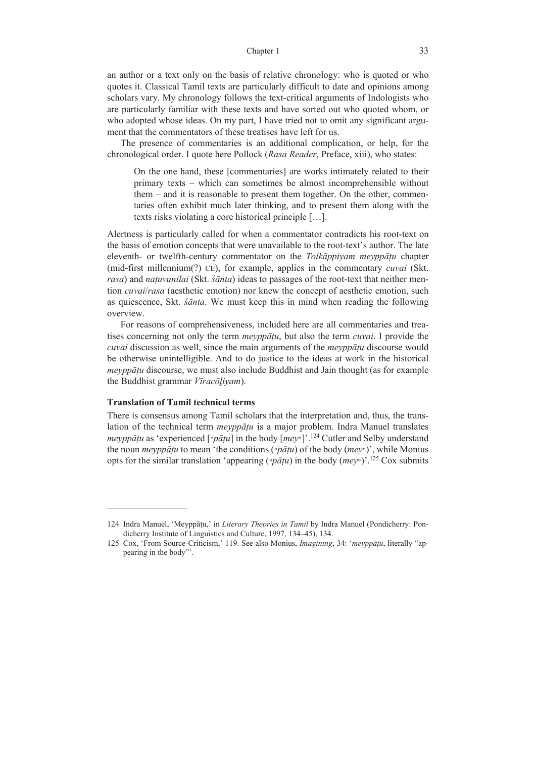an author or a text only on the basis of relative chronology: who is quoted or who quotes it. Classical Tamil texts are particularly difficult to date and opinions among scholars vary. My chronology follows the text-critical arguments of Indologists who are particularly familiar with these texts and have sorted out who quoted whom, or who adopted whose ideas. On my part, I have tried not to omit any significant argument that the commentators of these treatises have left for us.

The presence of commentaries is an additional complication, or help, for the chronological order. I quote here Pollock (*Rasa Reader*, Preface, xiii), who states:

> On the one hand, these [commentaries] are works intimately related to their primary texts – which can sometimes be almost incomprehensible without them – and it is reasonable to present them together. On the other, commentaries often exhibit much later thinking, and to present them along with the texts risks violating a core historical principle […].

Alertness is particularly called for when a commentator contradicts his root-text on the basis of emotion concepts that were unavailable to the root-text's author. The late eleventh- or twelfth-century commentator on the *Tolkāppiyam meyppāṭu* chapter (mid-first millennium(?) CE), for example, applies in the commentary *cuvai* (Skt. *rasa*) and *naṭuvunilai* (Skt. *śānta*) ideas to passages of the root-text that neither mention *cuvai*/*rasa* (aesthetic emotion) nor knew the concept of aesthetic emotion, such as quiescence, Skt. *śānta*. We must keep this in mind when reading the following overview.

For reasons of comprehensiveness, included here are all commentaries and treatises concerning not only the term *meyppāṭu*, but also the term *cuvai*. I provide the *cuvai* discussion as well, since the main arguments of the *meyppāṭu* discourse would be otherwise unintelligible. And to do justice to the ideas at work in the historical *meyppāṭu* discourse, we must also include Buddhist and Jain thought (as for example the Buddhist grammar *Vīracōḻiyam*).

**Translation of Tamil technical terms**

There is consensus among Tamil scholars that the interpretation and, thus, the translation of the technical term *meyppāṭu* is a major problem. Indra Manuel translates *meyppāṭu* as 'experienced [◦*pāṭu*] in the body [*mey*◦]'.[124] Cutler and Selby understand the noun *meyppāṭu* to mean 'the conditions (◦*pāṭu*) of the body (*mey*◦)', while Monius opts for the similar translation 'appearing (◦*pāṭu*) in the body (*mey*◦)'.[125] Cox submits

---

124 Indra Manuel, 'Meyppāṭu,' in *Literary Theories in Tamil* by Indra Manuel (Pondicherry: Pondicherry Institute of Linguistics and Culture, 1997, 134–45), 134.

125 Cox, 'From Source-Criticism,' 119. See also Monius, *Imagining*, 34: '*meyppāṭu*, literally "appearing in the body"'.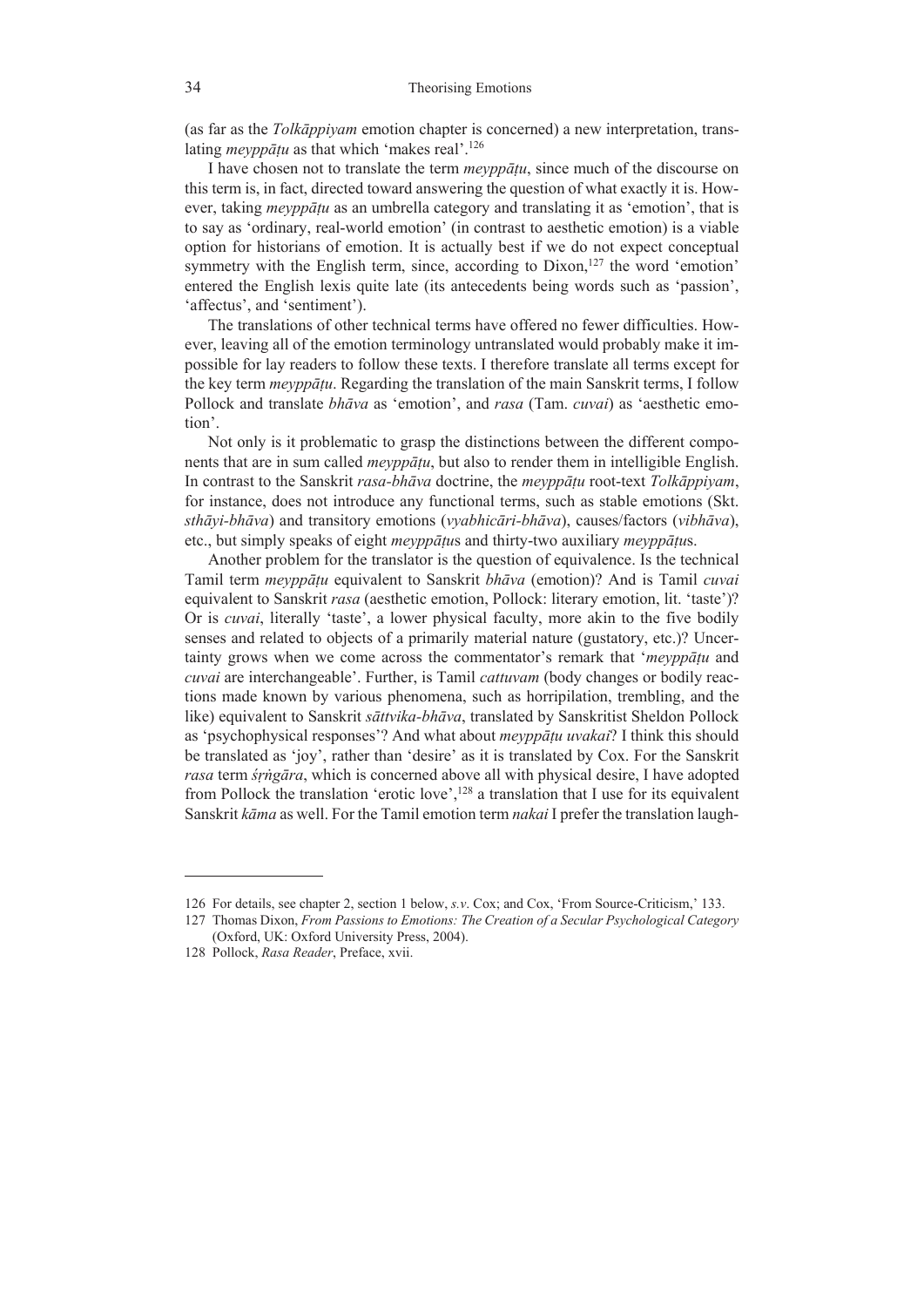(as far as the *Tolkāppiyam* emotion chapter is concerned) a new interpretation, translating *meyppāṭu* as that which 'makes real'.[126]

I have chosen not to translate the term *meyppāṭu*, since much of the discourse on this term is, in fact, directed toward answering the question of what exactly it is. However, taking *meyppāṭu* as an umbrella category and translating it as 'emotion', that is to say as 'ordinary, real-world emotion' (in contrast to aesthetic emotion) is a viable option for historians of emotion. It is actually best if we do not expect conceptual symmetry with the English term, since, according to Dixon,[127] the word 'emotion' entered the English lexis quite late (its antecedents being words such as 'passion', 'affectus', and 'sentiment').

The translations of other technical terms have offered no fewer difficulties. However, leaving all of the emotion terminology untranslated would probably make it impossible for lay readers to follow these texts. I therefore translate all terms except for the key term *meyppāṭu*. Regarding the translation of the main Sanskrit terms, I follow Pollock and translate *bhāva* as 'emotion', and *rasa* (Tam. *cuvai*) as 'aesthetic emotion'.

Not only is it problematic to grasp the distinctions between the different components that are in sum called *meyppāṭu*, but also to render them in intelligible English. In contrast to the Sanskrit *rasa-bhāva* doctrine, the *meyppāṭu* root-text *Tolkāppiyam*, for instance, does not introduce any functional terms, such as stable emotions (Skt. *sthāyi-bhāva*) and transitory emotions (*vyabhicāri-bhāva*), causes/factors (*vibhāva*), etc., but simply speaks of eight *meyppāṭu*s and thirty-two auxiliary *meyppāṭu*s.

Another problem for the translator is the question of equivalence. Is the technical Tamil term *meyppāṭu* equivalent to Sanskrit *bhāva* (emotion)? And is Tamil *cuvai* equivalent to Sanskrit *rasa* (aesthetic emotion, Pollock: literary emotion, lit. 'taste')? Or is *cuvai*, literally 'taste', a lower physical faculty, more akin to the five bodily senses and related to objects of a primarily material nature (gustatory, etc.)? Uncertainty grows when we come across the commentator's remark that '*meyppāṭu* and *cuvai* are interchangeable'. Further, is Tamil *cattuvam* (body changes or bodily reactions made known by various phenomena, such as horripilation, trembling, and the like) equivalent to Sanskrit *sāttvika-bhāva*, translated by Sanskritist Sheldon Pollock as 'psychophysical responses'? And what about *meyppāṭu uvakai*? I think this should be translated as 'joy', rather than 'desire' as it is translated by Cox. For the Sanskrit *rasa* term *śṛṅgāra*, which is concerned above all with physical desire, I have adopted from Pollock the translation 'erotic love',[128] a translation that I use for its equivalent Sanskrit *kāma* as well. For the Tamil emotion term *nakai* I prefer the translation laugh-

---

126 For details, see chapter 2, section 1 below, *s.v.* Cox; and Cox, 'From Source-Criticism,' 133.

127 Thomas Dixon, *From Passions to Emotions: The Creation of a Secular Psychological Category* (Oxford, UK: Oxford University Press, 2004).

128 Pollock, *Rasa Reader*, Preface, xvii.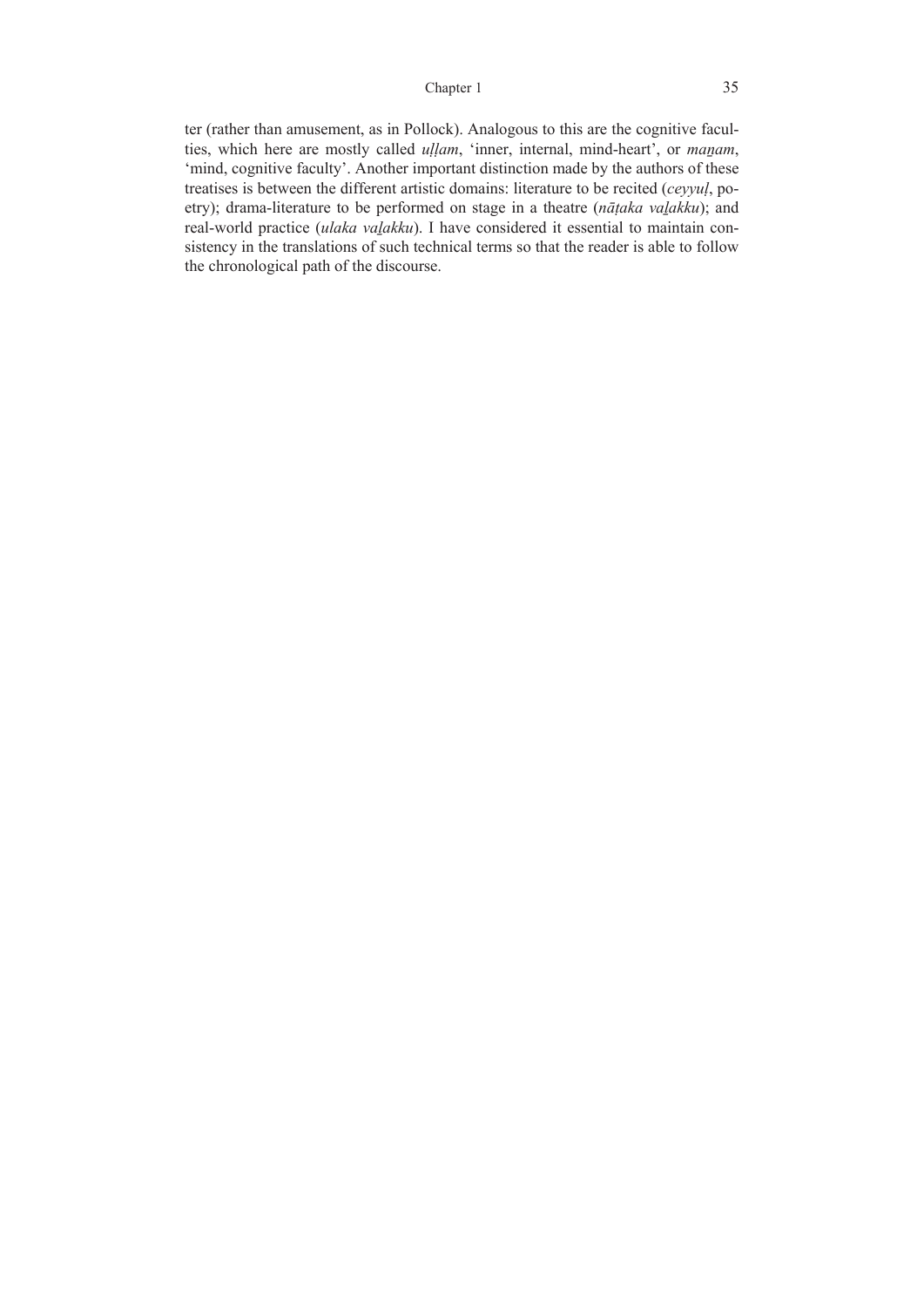ter (rather than amusement, as in Pollock). Analogous to this are the cognitive faculties, which here are mostly called *uḷḷam*, 'inner, internal, mind-heart', or *maṉam*, 'mind, cognitive faculty'. Another important distinction made by the authors of these treatises is between the different artistic domains: literature to be recited (*ceyyuḷ*, poetry); drama-literature to be performed on stage in a theatre (*nāṭaka vaḻakku*); and real-world practice (*ulaka vaḻakku*). I have considered it essential to maintain consistency in the translations of such technical terms so that the reader is able to follow the chronological path of the discourse.